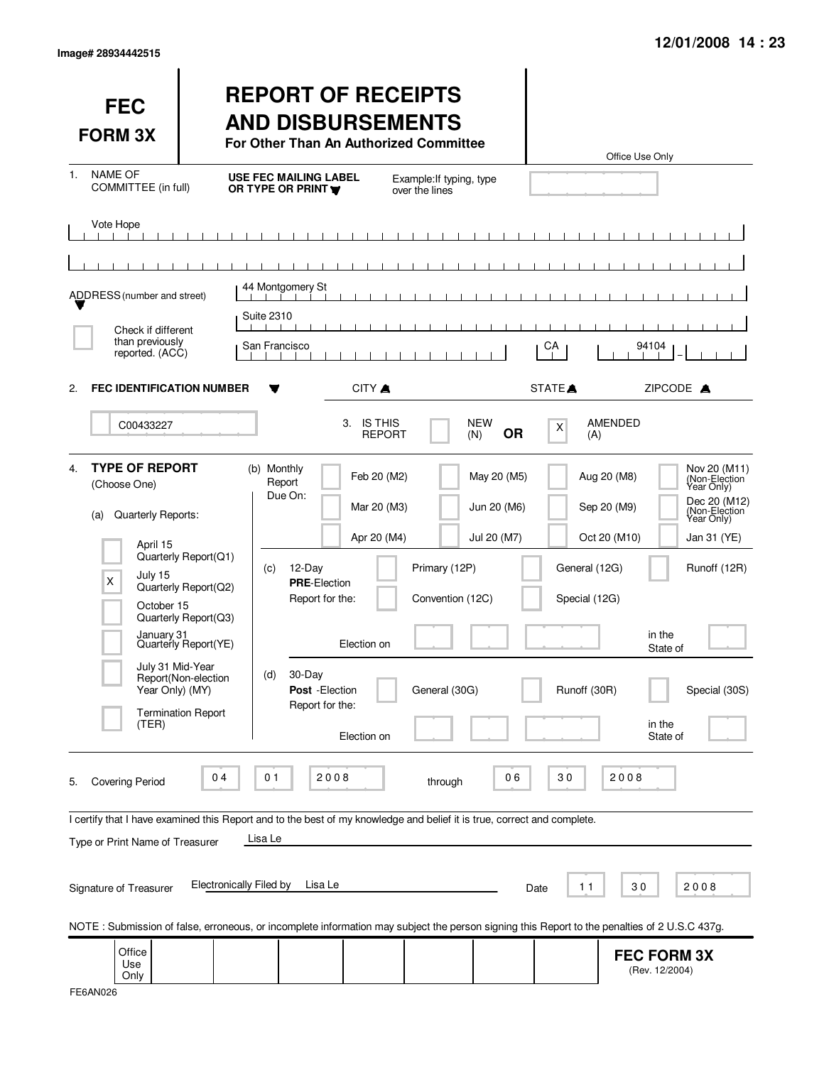Image# 28934442515

12/01/2008 14 : 23

# FEC FORM 3X

## REPORT OF RECEIPTS AND DISBURSEMENTS

**For Other Than An Authorized Committee**

Office Use Only

1. NAME OF COMMITTEE (in full) — **USE FEC MAILING LABEL OR TYPE OR PRINT** — Example: If typing, type over the lines

Vote Hope

ADDRESS (number and street): 44 Montgomery St

Suite 2310

[ ] Check if different than previously reported. (ACC)

CITY: San Francisco  STATE: CA  ZIPCODE: 94104

2. **FEC IDENTIFICATION NUMBER**: C00433227

3. IS THIS REPORT: [ ] NEW (N) **OR** [X] AMENDED (A)

4. **TYPE OF REPORT** (Choose One)

(a) Quarterly Reports:

- [ ] April 15 Quarterly Report (Q1)
- [X] July 15 Quarterly Report (Q2)
- [ ] October 15 Quarterly Report (Q3)
- [ ] January 31 Quarterly Report (YE)
- [ ] July 31 Mid-Year Report (Non-election Year Only) (MY)
- [ ] Termination Report (TER)

(b) Monthly Report Due On:

- [ ] Feb 20 (M2)
- [ ] Mar 20 (M3)
- [ ] Apr 20 (M4)
- [ ] May 20 (M5)
- [ ] Jun 20 (M6)
- [ ] Jul 20 (M7)
- [ ] Aug 20 (M8)
- [ ] Sep 20 (M9)
- [ ] Oct 20 (M10)
- [ ] Nov 20 (M11) (Non-Election Year Only)
- [ ] Dec 20 (M12) (Non-Election Year Only)
- [ ] Jan 31 (YE)

(c) 12-Day **PRE**-Election Report for the:

- [ ] Primary (12P)
- [ ] General (12G)
- [ ] Runoff (12R)
- [ ] Convention (12C)
- [ ] Special (12G)

Election on ____ in the State of ____

(d) 30-Day **Post**-Election Report for the:

- [ ] General (30G)
- [ ] Runoff (30R)
- [ ] Special (30S)

Election on ____ in the State of ____

5. Covering Period 04 01 2008 through 06 30 2008

I certify that I have examined this Report and to the best of my knowledge and belief it is true, correct and complete.

Type or Print Name of Treasurer: Lisa Le

Signature of Treasurer: Electronically Filed by Lisa Le  Date: 11 30 2008

NOTE : Submission of false, erroneous, or incomplete information may subject the person signing this Report to the penalties of 2 U.S.C 437g.

Office Use Only

**FEC FORM 3X** (Rev. 12/2004)

FE6AN026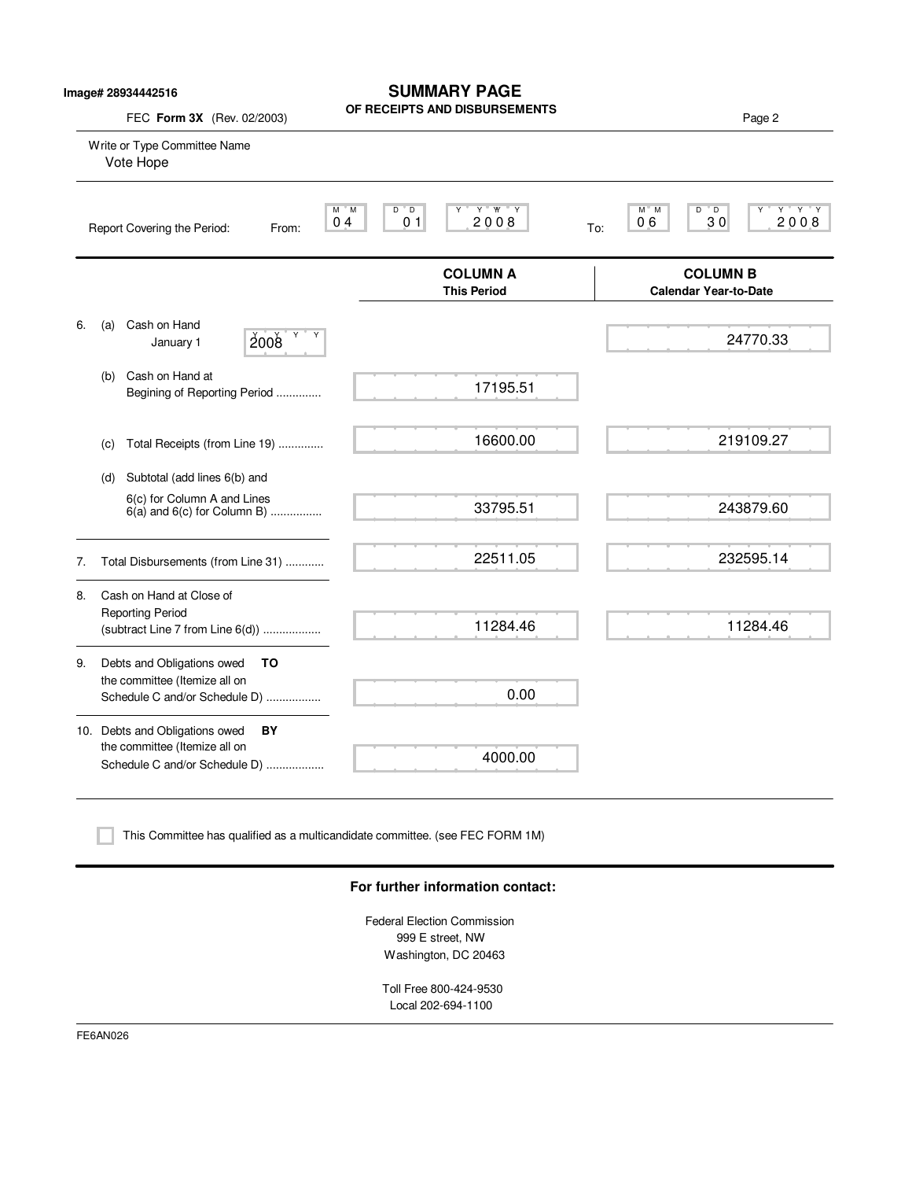Image# 28934442516

# SUMMARY PAGE
## OF RECEIPTS AND DISBURSEMENTS

FEC **Form 3X** (Rev. 02/2003)

Write or Type Committee Name
Vote Hope

Report Covering the Period: From: 04 01 2008 To: 06 30 2008

| | COLUMN A This Period | COLUMN B Calendar Year-to-Date |
|---|---|---|
| 6. (a) Cash on Hand January 1 2008 | | 24770.33 |
| (b) Cash on Hand at Begining of Reporting Period .............. | 17195.51 | |
| (c) Total Receipts (from Line 19) .............. | 16600.00 | 219109.27 |
| (d) Subtotal (add lines 6(b) and 6(c) for Column A and Lines 6(a) and 6(c) for Column B) ................ | 33795.51 | 243879.60 |
| 7. Total Disbursements (from Line 31) ............ | 22511.05 | 232595.14 |
| 8. Cash on Hand at Close of Reporting Period (subtract Line 7 from Line 6(d)) .................. | 11284.46 | 11284.46 |
| 9. Debts and Obligations owed **TO** the committee (Itemize all on Schedule C and/or Schedule D) ................. | 0.00 | |
| 10. Debts and Obligations owed **BY** the committee (Itemize all on Schedule C and/or Schedule D) .................. | 4000.00 | |

☐ This Committee has qualified as a multicandidate committee. (see FEC FORM 1M)

**For further information contact:**

Federal Election Commission
999 E street, NW
Washington, DC 20463

Toll Free 800-424-9530
Local 202-694-1100

FE6AN026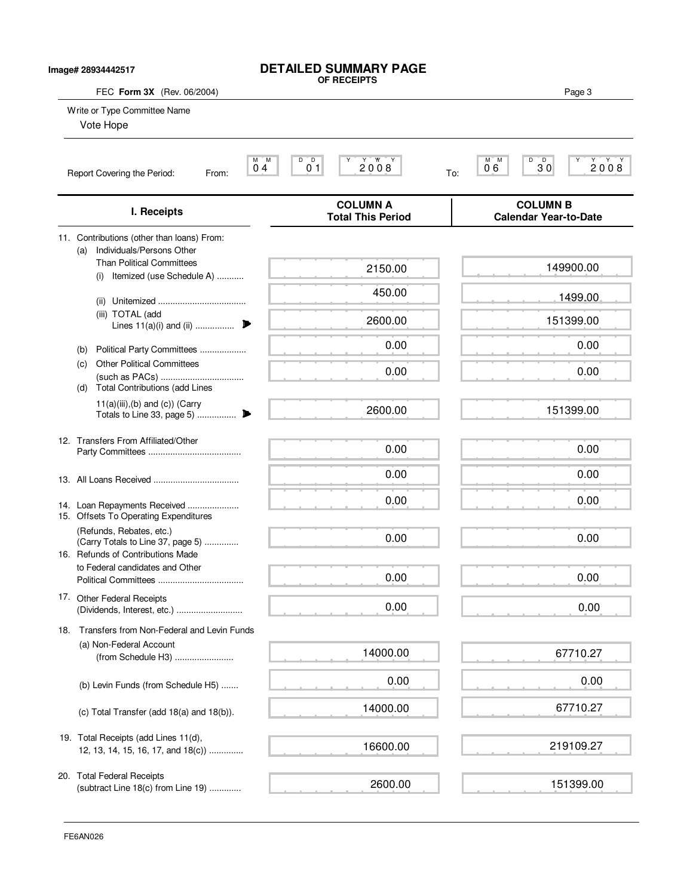Image# 28934442517

# DETAILED SUMMARY PAGE
## OF RECEIPTS

FEC **Form 3X** (Rev. 06/2004)

Write or Type Committee Name

Vote Hope

Report Covering the Period: From: 04 01 2008 To: 06 30 2008

| I. Receipts | COLUMN A Total This Period | COLUMN B Calendar Year-to-Date |
|---|---|---|
| 11. Contributions (other than loans) From: | | |
| (a) Individuals/Persons Other Than Political Committees (i) Itemized (use Schedule A) | 2150.00 | 149900.00 |
| (ii) Unitemized | 450.00 | 1499.00 |
| (iii) TOTAL (add Lines 11(a)(i) and (ii) | 2600.00 | 151399.00 |
| (b) Political Party Committees | 0.00 | 0.00 |
| (c) Other Political Committees (such as PACs) | 0.00 | 0.00 |
| (d) Total Contributions (add Lines 11(a)(iii),(b) and (c)) (Carry Totals to Line 33, page 5) | 2600.00 | 151399.00 |
| 12. Transfers From Affiliated/Other Party Committees | 0.00 | 0.00 |
| 13. All Loans Received | 0.00 | 0.00 |
| 14. Loan Repayments Received | 0.00 | 0.00 |
| 15. Offsets To Operating Expenditures (Refunds, Rebates, etc.) (Carry Totals to Line 37, page 5) | 0.00 | 0.00 |
| 16. Refunds of Contributions Made to Federal candidates and Other Political Committees | 0.00 | 0.00 |
| 17. Other Federal Receipts (Dividends, Interest, etc.) | 0.00 | 0.00 |
| 18. Transfers from Non-Federal and Levin Funds | | |
| (a) Non-Federal Account (from Schedule H3) | 14000.00 | 67710.27 |
| (b) Levin Funds (from Schedule H5) | 0.00 | 0.00 |
| (c) Total Transfer (add 18(a) and 18(b)). | 14000.00 | 67710.27 |
| 19. Total Receipts (add Lines 11(d), 12, 13, 14, 15, 16, 17, and 18(c)) | 16600.00 | 219109.27 |
| 20. Total Federal Receipts (subtract Line 18(c) from Line 19) | 2600.00 | 151399.00 |

FE6AN026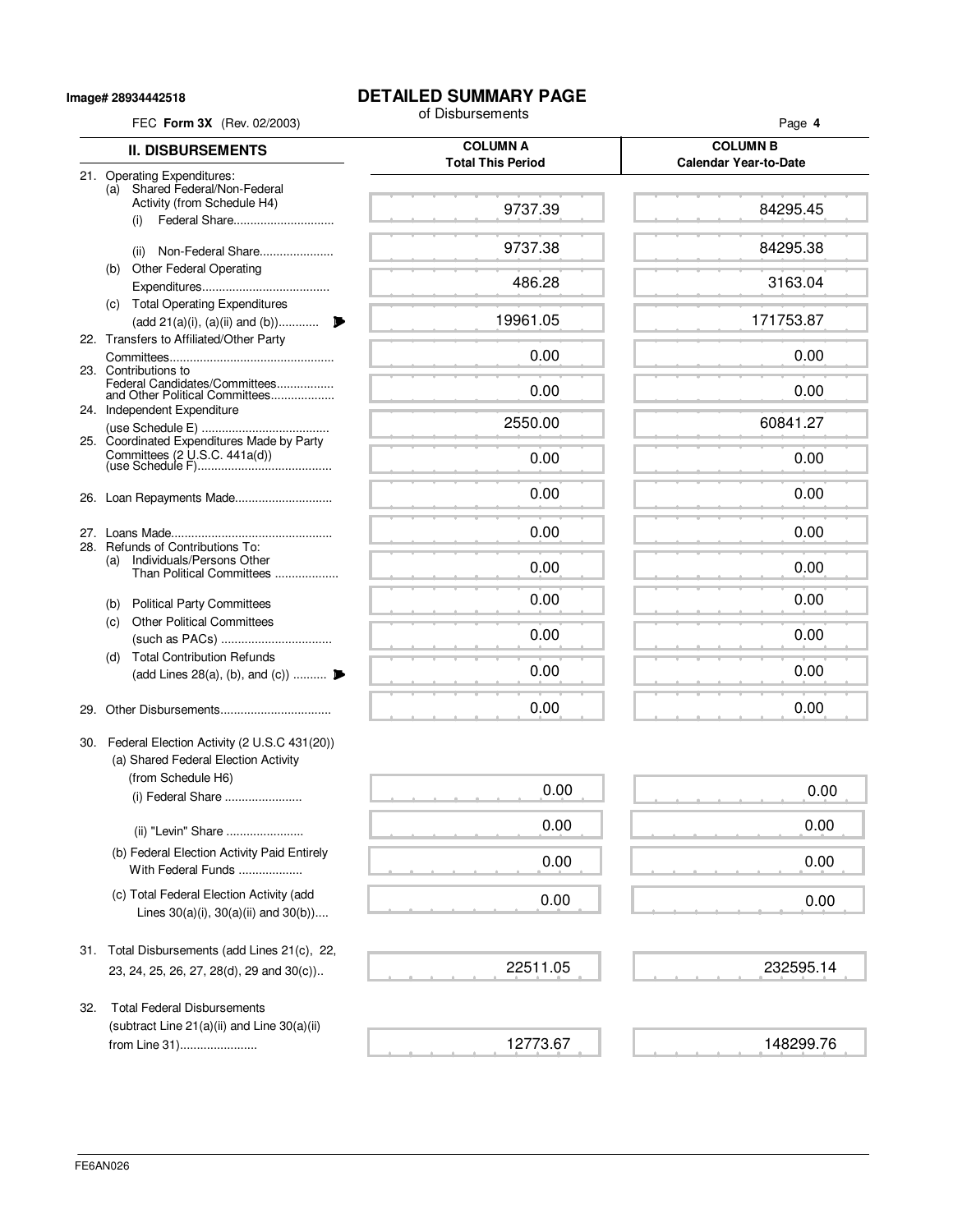Image# 28934442518

# DETAILED SUMMARY PAGE

of Disbursements

FEC **Form 3X** (Rev. 02/2003)

| II. DISBURSEMENTS | COLUMN A Total This Period | COLUMN B Calendar Year-to-Date |
|---|---|---|
| 21. Operating Expenditures: | | |
| (a) Shared Federal/Non-Federal Activity (from Schedule H4) | | |
| (i) Federal Share | 9737.39 | 84295.45 |
| (ii) Non-Federal Share | 9737.38 | 84295.38 |
| (b) Other Federal Operating Expenditures | 486.28 | 3163.04 |
| (c) Total Operating Expenditures (add 21(a)(i), (a)(ii) and (b)) | 19961.05 | 171753.87 |
| 22. Transfers to Affiliated/Other Party Committees | 0.00 | 0.00 |
| 23. Contributions to Federal Candidates/Committees and Other Political Committees | 0.00 | 0.00 |
| 24. Independent Expenditure (use Schedule E) | 2550.00 | 60841.27 |
| 25. Coordinated Expenditures Made by Party Committees (2 U.S.C. 441a(d)) (use Schedule F) | 0.00 | 0.00 |
| 26. Loan Repayments Made | 0.00 | 0.00 |
| 27. Loans Made | 0.00 | 0.00 |
| 28. Refunds of Contributions To: | | |
| (a) Individuals/Persons Other Than Political Committees | 0.00 | 0.00 |
| (b) Political Party Committees | 0.00 | 0.00 |
| (c) Other Political Committees (such as PACs) | 0.00 | 0.00 |
| (d) Total Contribution Refunds (add Lines 28(a), (b), and (c)) | 0.00 | 0.00 |
| 29. Other Disbursements | 0.00 | 0.00 |
| 30. Federal Election Activity (2 U.S.C 431(20)) | | |
| (a) Shared Federal Election Activity (from Schedule H6) | | |
| (i) Federal Share | 0.00 | 0.00 |
| (ii) "Levin" Share | 0.00 | 0.00 |
| (b) Federal Election Activity Paid Entirely With Federal Funds | 0.00 | 0.00 |
| (c) Total Federal Election Activity (add Lines 30(a)(i), 30(a)(ii) and 30(b)) | 0.00 | 0.00 |
| 31. Total Disbursements (add Lines 21(c), 22, 23, 24, 25, 26, 27, 28(d), 29 and 30(c)) | 22511.05 | 232595.14 |
| 32. Total Federal Disbursements (subtract Line 21(a)(ii) and Line 30(a)(ii) from Line 31) | 12773.67 | 148299.76 |

FE6AN026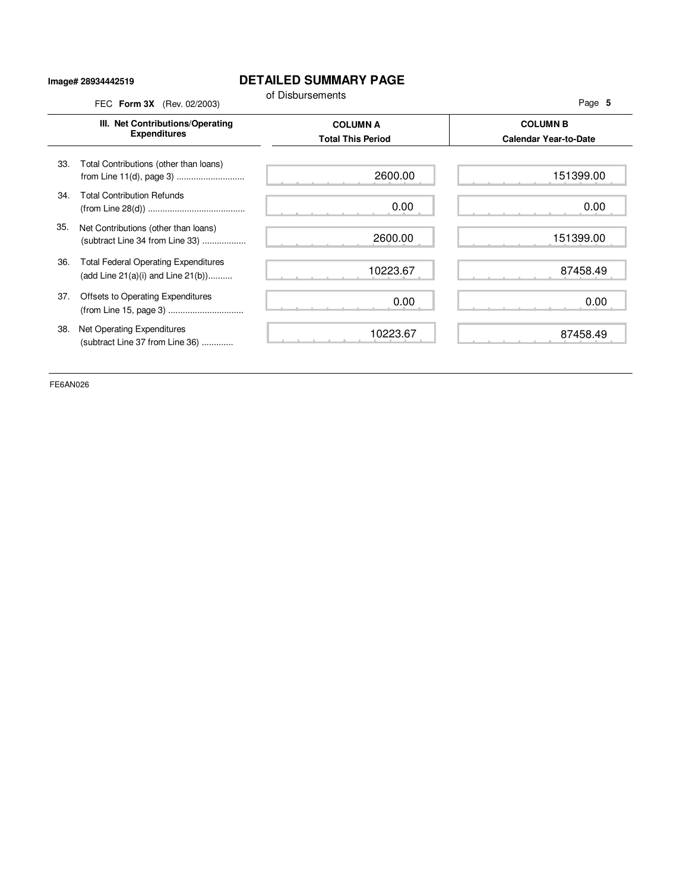Image# 28934442519

# DETAILED SUMMARY PAGE

of Disbursements

FEC **Form 3X** (Rev. 02/2003)

| III. Net Contributions/Operating Expenditures | COLUMN A Total This Period | COLUMN B Calendar Year-to-Date |
|---|---|---|
| 33. Total Contributions (other than loans) from Line 11(d), page 3) | 2600.00 | 151399.00 |
| 34. Total Contribution Refunds (from Line 28(d)) | 0.00 | 0.00 |
| 35. Net Contributions (other than loans) (subtract Line 34 from Line 33) | 2600.00 | 151399.00 |
| 36. Total Federal Operating Expenditures (add Line 21(a)(i) and Line 21(b)) | 10223.67 | 87458.49 |
| 37. Offsets to Operating Expenditures (from Line 15, page 3) | 0.00 | 0.00 |
| 38. Net Operating Expenditures (subtract Line 37 from Line 36) | 10223.67 | 87458.49 |

FE6AN026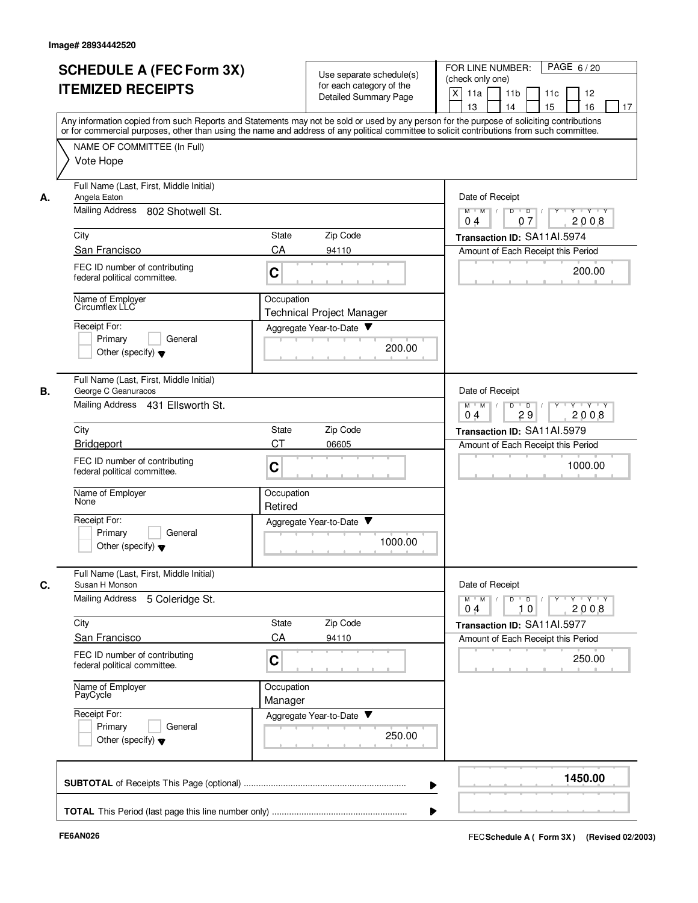Image# 28934442520

# SCHEDULE A (FEC Form 3X) ITEMIZED RECEIPTS

Use separate schedule(s) for each category of the Detailed Summary Page

FOR LINE NUMBER: (check only one)

[X] 11a [ ] 11b [ ] 11c [ ] 12 [ ] 13 [ ] 14 [ ] 15 [ ] 16 [ ] 17

PAGE 6 / 20

Any information copied from such Reports and Statements may not be sold or used by any person for the purpose of soliciting contributions or for commercial purposes, other than using the name and address of any political committee to solicit contributions from such committee.

NAME OF COMMITTEE (In Full)

Vote Hope

---

**A.** Full Name (Last, First, Middle Initial): Angela Eaton

Mailing Address: 802 Shotwell St.

City: San Francisco | State: CA | Zip Code: 94110

FEC ID number of contributing federal political committee: C

Name of Employer: Circumflex LLC

Occupation: Technical Project Manager

Receipt For: [ ] Primary [ ] General [ ] Other (specify)

Aggregate Year-to-Date: 200.00

Date of Receipt: 04 / 07 / 2008

Transaction ID: SA11AI.5974

Amount of Each Receipt this Period: 200.00

---

**B.** Full Name (Last, First, Middle Initial): George C Geanuracos

Mailing Address: 431 Ellsworth St.

City: Bridgeport | State: CT | Zip Code: 06605

FEC ID number of contributing federal political committee: C

Name of Employer: None

Occupation: Retired

Receipt For: [ ] Primary [ ] General [ ] Other (specify)

Aggregate Year-to-Date: 1000.00

Date of Receipt: 04 / 29 / 2008

Transaction ID: SA11AI.5979

Amount of Each Receipt this Period: 1000.00

---

**C.** Full Name (Last, First, Middle Initial): Susan H Monson

Mailing Address: 5 Coleridge St.

City: San Francisco | State: CA | Zip Code: 94110

FEC ID number of contributing federal political committee: C

Name of Employer: PayCycle

Occupation: Manager

Receipt For: [ ] Primary [ ] General [ ] Other (specify)

Aggregate Year-to-Date: 250.00

Date of Receipt: 04 / 10 / 2008

Transaction ID: SA11AI.5977

Amount of Each Receipt this Period: 250.00

---

**SUBTOTAL** of Receipts This Page (optional): **1450.00**

**TOTAL** This Period (last page this line number only):

FE6AN026

FEC **Schedule A ( Form 3X )** (Revised 02/2003)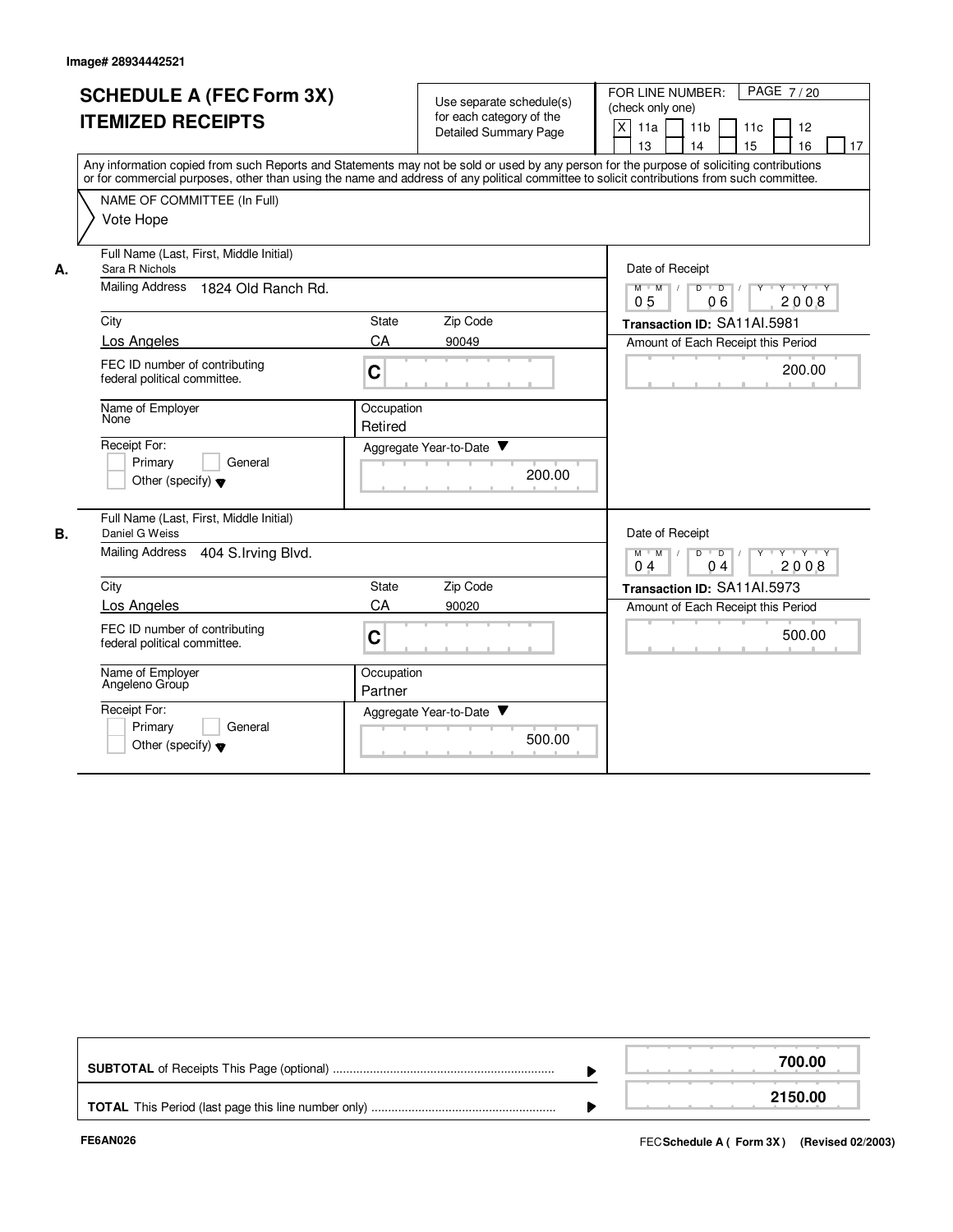Image# 28934442521

# SCHEDULE A (FEC Form 3X) ITEMIZED RECEIPTS

Use separate schedule(s) for each category of the Detailed Summary Page

FOR LINE NUMBER: (check only one)

- [X] 11a
- [ ] 11b
- [ ] 11c
- [ ] 12
- [ ] 13
- [ ] 14
- [ ] 15
- [ ] 16
- [ ] 17

Any information copied from such Reports and Statements may not be sold or used by any person for the purpose of soliciting contributions or for commercial purposes, other than using the name and address of any political committee to solicit contributions from such committee.

NAME OF COMMITTEE (In Full)

Vote Hope

## A.

| Field | Value |
|---|---|
| Full Name (Last, First, Middle Initial) | Sara R Nichols |
| Mailing Address | 1824 Old Ranch Rd. |
| City | Los Angeles |
| State | CA |
| Zip Code | 90049 |
| FEC ID number of contributing federal political committee. | C |
| Name of Employer | None |
| Occupation | Retired |
| Receipt For: | Primary / General / Other (specify) |
| Aggregate Year-to-Date | 200.00 |
| Date of Receipt | 05 / 06 / 2008 |
| Transaction ID | SA11AI.5981 |
| Amount of Each Receipt this Period | 200.00 |

## B.

| Field | Value |
|---|---|
| Full Name (Last, First, Middle Initial) | Daniel G Weiss |
| Mailing Address | 404 S.Irving Blvd. |
| City | Los Angeles |
| State | CA |
| Zip Code | 90020 |
| FEC ID number of contributing federal political committee. | C |
| Name of Employer | Angeleno Group |
| Occupation | Partner |
| Receipt For: | Primary / General / Other (specify) |
| Aggregate Year-to-Date | 500.00 |
| Date of Receipt | 04 / 04 / 2008 |
| Transaction ID | SA11AI.5973 |
| Amount of Each Receipt this Period | 500.00 |

| | |
|---|---|
| **SUBTOTAL** of Receipts This Page (optional) | **700.00** |
| **TOTAL** This Period (last page this line number only) | **2150.00** |

FE6AN026

FEC **Schedule A ( Form 3X )** (Revised 02/2003)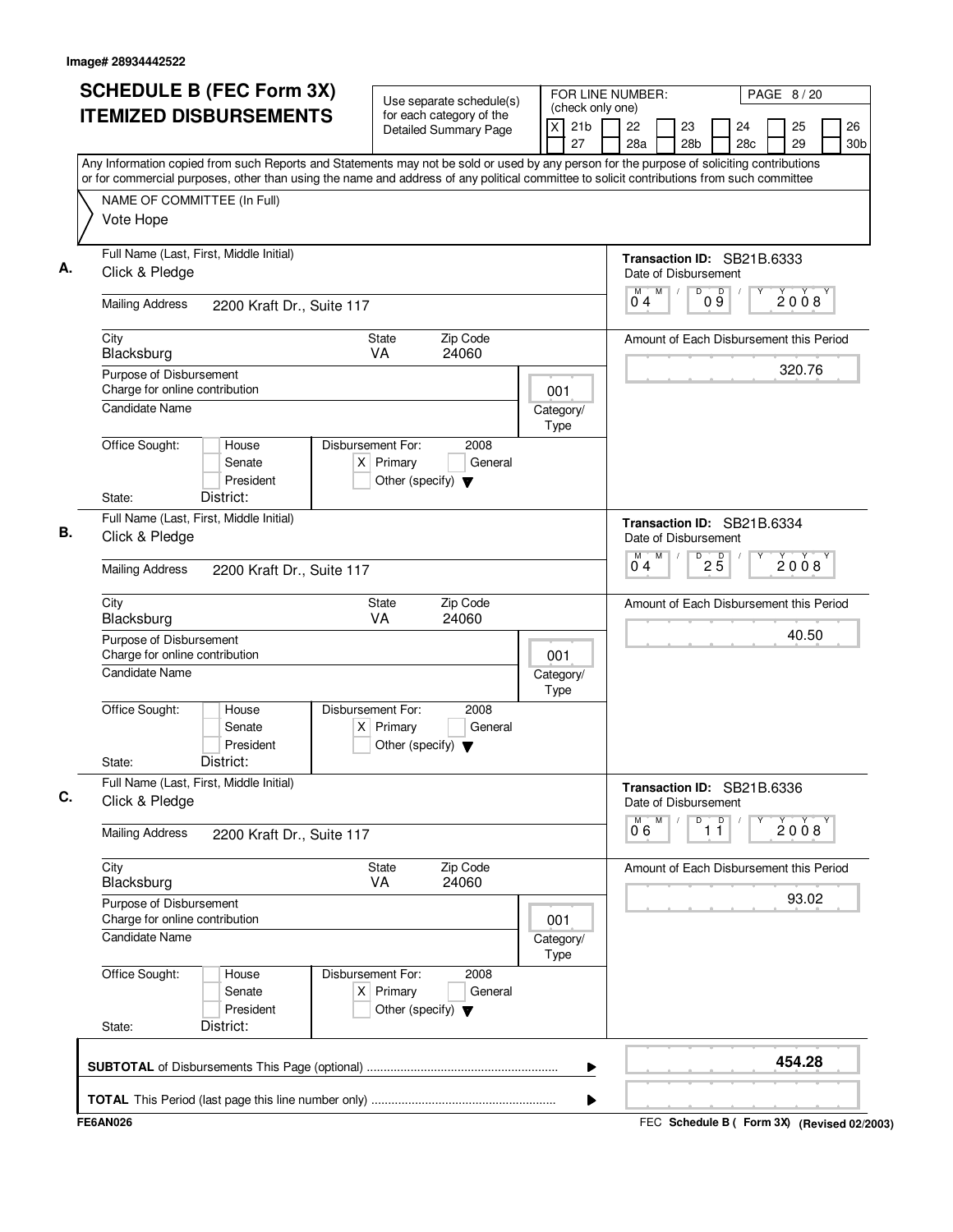Image# 28934442522

# SCHEDULE B (FEC Form 3X) ITEMIZED DISBURSEMENTS

Use separate schedule(s) for each category of the Detailed Summary Page

FOR LINE NUMBER: (check only one)
[X] 21b [ ] 22 [ ] 23 [ ] 24 [ ] 25 [ ] 26 [ ] 27 [ ] 28a [ ] 28b [ ] 28c [ ] 29 [ ] 30b

PAGE 8 / 20

Any Information copied from such Reports and Statements may not be sold or used by any person for the purpose of soliciting contributions or for commercial purposes, other than using the name and address of any political committee to solicit contributions from such committee

NAME OF COMMITTEE (In Full): Vote Hope

---

**A.** Full Name (Last, First, Middle Initial): Click & Pledge

Mailing Address: 2200 Kraft Dr., Suite 117

City: Blacksburg | State: VA | Zip Code: 24060

Purpose of Disbursement: Charge for online contribution

Category/Type: 001

Candidate Name:

Office Sought: [ ] House [ ] Senate [ ] President

State: District:

Disbursement For: 2008 [X] Primary [ ] General [ ] Other (specify)

Transaction ID: SB21B.6333

Date of Disbursement: 04/09/2008

Amount of Each Disbursement this Period: 320.76

---

**B.** Full Name (Last, First, Middle Initial): Click & Pledge

Mailing Address: 2200 Kraft Dr., Suite 117

City: Blacksburg | State: VA | Zip Code: 24060

Purpose of Disbursement: Charge for online contribution

Category/Type: 001

Candidate Name:

Office Sought: [ ] House [ ] Senate [ ] President

State: District:

Disbursement For: 2008 [X] Primary [ ] General [ ] Other (specify)

Transaction ID: SB21B.6334

Date of Disbursement: 04/25/2008

Amount of Each Disbursement this Period: 40.50

---

**C.** Full Name (Last, First, Middle Initial): Click & Pledge

Mailing Address: 2200 Kraft Dr., Suite 117

City: Blacksburg | State: VA | Zip Code: 24060

Purpose of Disbursement: Charge for online contribution

Category/Type: 001

Candidate Name:

Office Sought: [ ] House [ ] Senate [ ] President

State: District:

Disbursement For: 2008 [X] Primary [ ] General [ ] Other (specify)

Transaction ID: SB21B.6336

Date of Disbursement: 06/11/2008

Amount of Each Disbursement this Period: 93.02

---

**SUBTOTAL** of Disbursements This Page (optional): **454.28**

**TOTAL** This Period (last page this line number only):

FE6AN026 — FEC Schedule B ( Form 3X) (Revised 02/2003)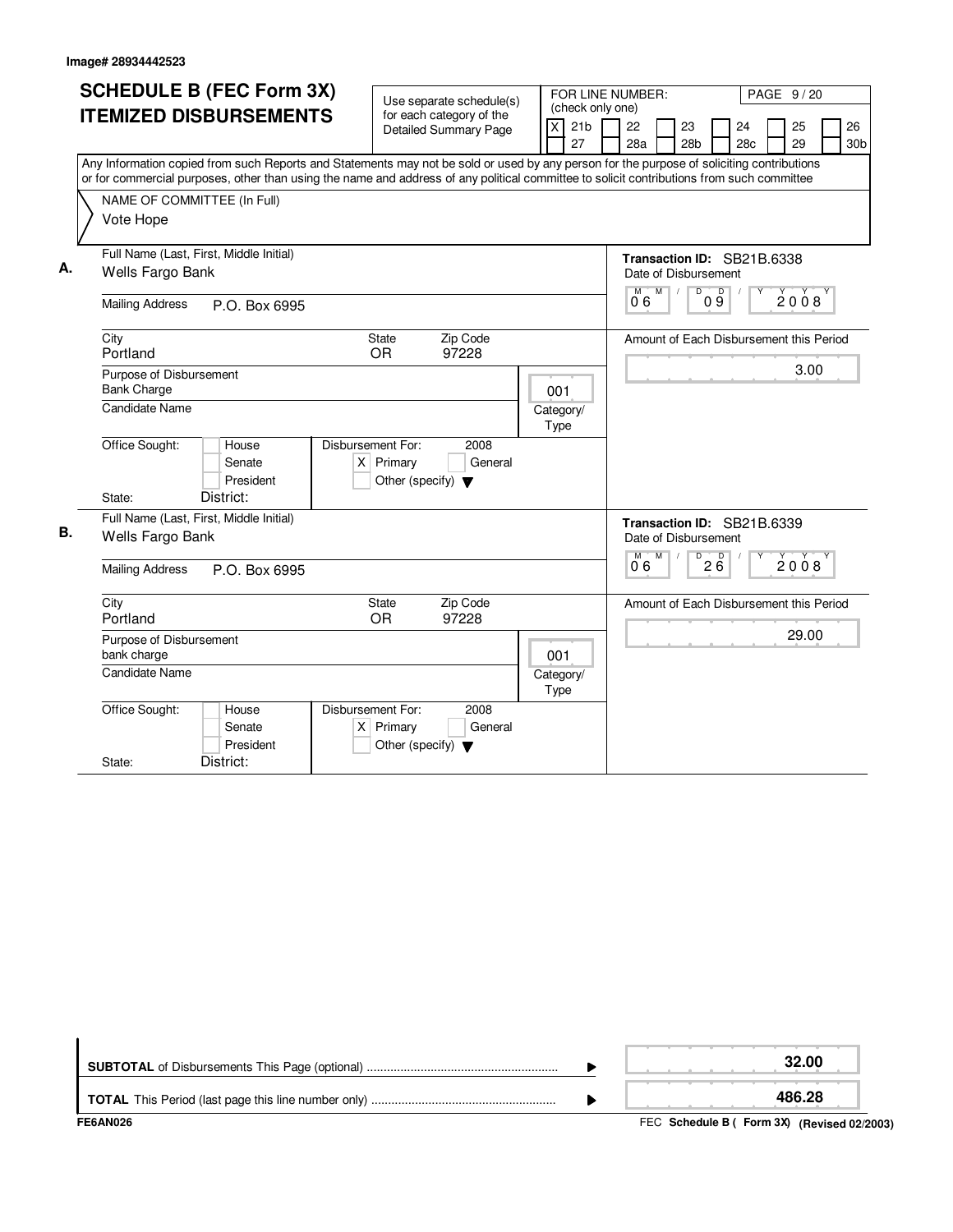Image# 28934442523

# SCHEDULE B (FEC Form 3X)
# ITEMIZED DISBURSEMENTS

Use separate schedule(s) for each category of the Detailed Summary Page

FOR LINE NUMBER: (check only one)

| | | | | | | | | | | | |
|---|---|---|---|---|---|---|---|---|---|---|---|
| X | 21b | | 22 | | 23 | | 24 | | 25 | | 26 |
| | 27 | | 28a | | 28b | | 28c | | 29 | | 30b |

Any Information copied from such Reports and Statements may not be sold or used by any person for the purpose of soliciting contributions or for commercial purposes, other than using the name and address of any political committee to solicit contributions from such committee

NAME OF COMMITTEE (In Full)
Vote Hope

**A.**

Full Name (Last, First, Middle Initial): Wells Fargo Bank

Mailing Address: P.O. Box 6995

City: Portland | State: OR | Zip Code: 97228

Purpose of Disbursement: Bank Charge

Category/Type: 001

Candidate Name:

Office Sought: [ ] House [ ] Senate [ ] President

State: District:

Disbursement For: 2008 [X] Primary [ ] General [ ] Other (specify)

Transaction ID: SB21B.6338

Date of Disbursement: 06/09/2008

Amount of Each Disbursement this Period: 3.00

**B.**

Full Name (Last, First, Middle Initial): Wells Fargo Bank

Mailing Address: P.O. Box 6995

City: Portland | State: OR | Zip Code: 97228

Purpose of Disbursement: bank charge

Category/Type: 001

Candidate Name:

Office Sought: [ ] House [ ] Senate [ ] President

State: District:

Disbursement For: 2008 [X] Primary [ ] General [ ] Other (specify)

Transaction ID: SB21B.6339

Date of Disbursement: 06/26/2008

Amount of Each Disbursement this Period: 29.00

**SUBTOTAL** of Disbursements This Page (optional) ........ 32.00

**TOTAL** This Period (last page this line number only) ........ 486.28

FE6AN026

FEC **Schedule B ( Form 3X)** **(Revised 02/2003)**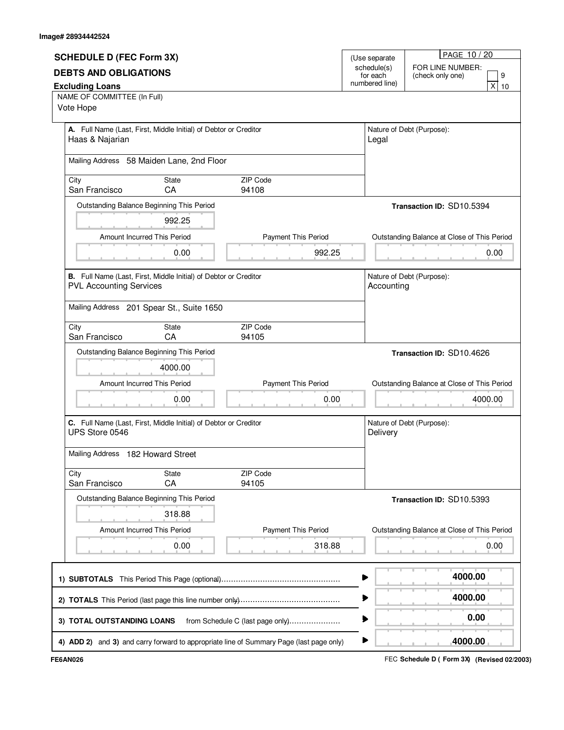Image# 28934442524

# SCHEDULE D (FEC Form 3X)

## DEBTS AND OBLIGATIONS

### Excluding Loans

(Use separate schedule(s) for each numbered line)

PAGE 10 / 20

FOR LINE NUMBER: (check only one)

- [ ] 9
- [X] 10

NAME OF COMMITTEE (In Full)
Vote Hope

---

**A.** Full Name (Last, First, Middle Initial) of Debtor or Creditor
Haas & Najarian

Nature of Debt (Purpose):
Legal

Mailing Address 58 Maiden Lane, 2nd Floor

| City | State | ZIP Code |
|---|---|---|
| San Francisco | CA | 94108 |

Outstanding Balance Beginning This Period: 992.25

**Transaction ID:** SD10.5394

| Amount Incurred This Period | Payment This Period | Outstanding Balance at Close of This Period |
|---|---|---|
| 0.00 | 992.25 | 0.00 |

---

**B.** Full Name (Last, First, Middle Initial) of Debtor or Creditor
PVL Accounting Services

Nature of Debt (Purpose):
Accounting

Mailing Address 201 Spear St., Suite 1650

| City | State | ZIP Code |
|---|---|---|
| San Francisco | CA | 94105 |

Outstanding Balance Beginning This Period: 4000.00

**Transaction ID:** SD10.4626

| Amount Incurred This Period | Payment This Period | Outstanding Balance at Close of This Period |
|---|---|---|
| 0.00 | 0.00 | 4000.00 |

---

**C.** Full Name (Last, First, Middle Initial) of Debtor or Creditor
UPS Store 0546

Nature of Debt (Purpose):
Delivery

Mailing Address 182 Howard Street

| City | State | ZIP Code |
|---|---|---|
| San Francisco | CA | 94105 |

Outstanding Balance Beginning This Period: 318.88

**Transaction ID:** SD10.5393

| Amount Incurred This Period | Payment This Period | Outstanding Balance at Close of This Period |
|---|---|---|
| 0.00 | 318.88 | 0.00 |

---

| | |
|---|---|
| **1) SUBTOTALS** This Period This Page (optional) | 4000.00 |
| **2) TOTALS** This Period (last page this line number only) | 4000.00 |
| **3) TOTAL OUTSTANDING LOANS** from Schedule C (last page only) | 0.00 |
| **4) ADD 2)** and **3)** and carry forward to appropriate line of Summary Page (last page only) | 4000.00 |

FE6AN026

FEC **Schedule D ( Form 3X) (Revised 02/2003)**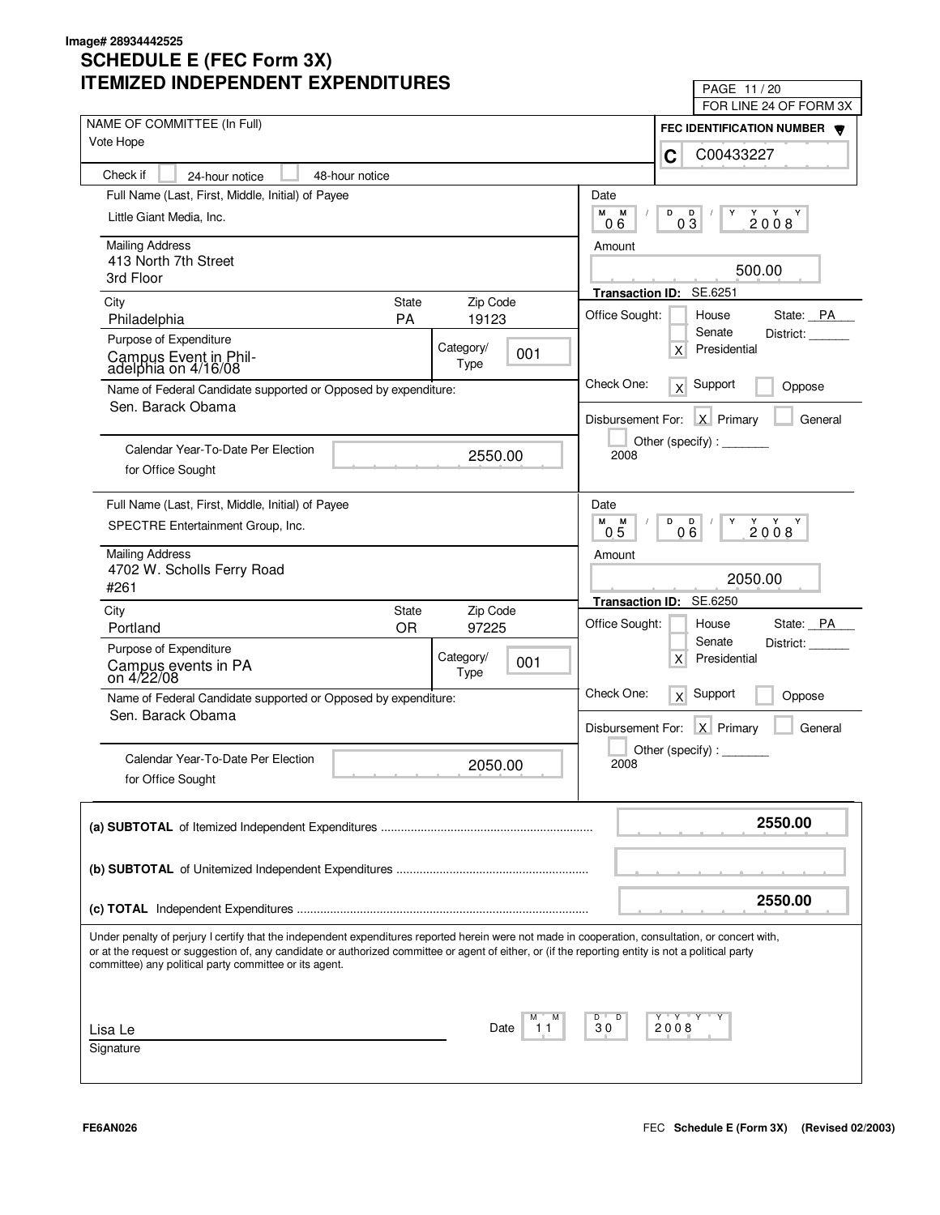Image# 28934442525

# SCHEDULE E (FEC Form 3X)
# ITEMIZED INDEPENDENT EXPENDITURES

PAGE 11 / 20
FOR LINE 24 OF FORM 3X

**NAME OF COMMITTEE (In Full):** Vote Hope

**FEC IDENTIFICATION NUMBER:** C00433227

Check if: [ ] 24-hour notice [ ] 48-hour notice

---

**Full Name (Last, First, Middle, Initial) of Payee:** Little Giant Media, Inc.

**Mailing Address:** 413 North 7th Street, 3rd Floor

| City | State | Zip Code |
|---|---|---|
| Philadelphia | PA | 19123 |

**Purpose of Expenditure:** Campus Event in Philadelphia on 4/16/08

**Category/Type:** 001

**Name of Federal Candidate supported or Opposed by expenditure:** Sen. Barack Obama

**Calendar Year-To-Date Per Election for Office Sought:** 2550.00

**Date:** 06 / 03 / 2008

**Amount:** 500.00

**Transaction ID:** SE.6251

**Office Sought:** [ ] House [ ] Senate [X] Presidential — State: PA District: ______

**Check One:** [X] Support [ ] Oppose

**Disbursement For:** [X] Primary [ ] General [ ] Other (specify): _______ 2008

---

**Full Name (Last, First, Middle, Initial) of Payee:** SPECTRE Entertainment Group, Inc.

**Mailing Address:** 4702 W. Scholls Ferry Road, #261

| City | State | Zip Code |
|---|---|---|
| Portland | OR | 97225 |

**Purpose of Expenditure:** Campus events in PA on 4/22/08

**Category/Type:** 001

**Name of Federal Candidate supported or Opposed by expenditure:** Sen. Barack Obama

**Calendar Year-To-Date Per Election for Office Sought:** 2050.00

**Date:** 05 / 06 / 2008

**Amount:** 2050.00

**Transaction ID:** SE.6250

**Office Sought:** [ ] House [ ] Senate [X] Presidential — State: PA District: ______

**Check One:** [X] Support [ ] Oppose

**Disbursement For:** [X] Primary [ ] General [ ] Other (specify): _______ 2008

---

| | |
|---|---|
| **(a) SUBTOTAL** of Itemized Independent Expenditures | 2550.00 |
| **(b) SUBTOTAL** of Unitemized Independent Expenditures | |
| **(c) TOTAL** Independent Expenditures | 2550.00 |

Under penalty of perjury I certify that the independent expenditures reported herein were not made in cooperation, consultation, or concert with, or at the request or suggestion of, any candidate or authorized committee or agent of either, or (if the reporting entity is not a political party committee) any political party committee or its agent.

Lisa Le
Signature

Date: 11 / 30 / 2008

FE6AN026

FEC **Schedule E (Form 3X)** **(Revised 02/2003)**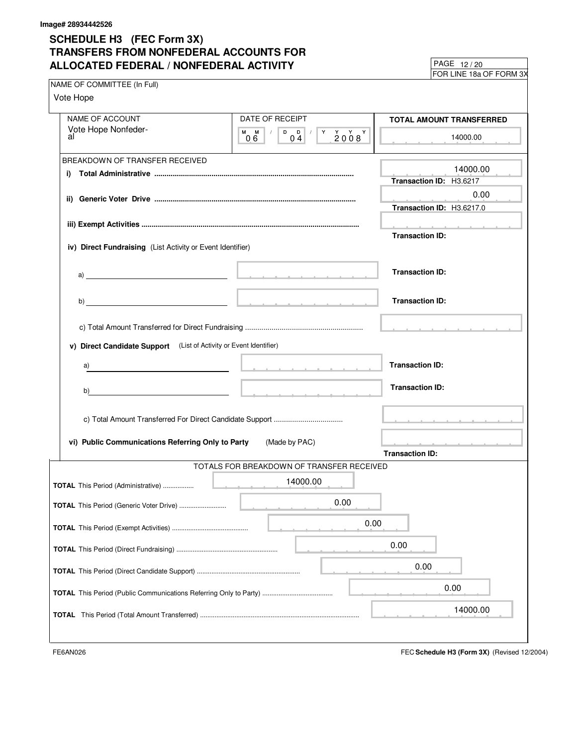Image# 28934442526

# SCHEDULE H3 (FEC Form 3X)
# TRANSFERS FROM NONFEDERAL ACCOUNTS FOR ALLOCATED FEDERAL / NONFEDERAL ACTIVITY

PAGE 12 / 20
FOR LINE 18a OF FORM 3X

NAME OF COMMITTEE (In Full)
Vote Hope

| NAME OF ACCOUNT | DATE OF RECEIPT | TOTAL AMOUNT TRANSFERRED |
|---|---|---|
| Vote Hope Nonfederal | 06 / 04 / 2008 | 14000.00 |

BREAKDOWN OF TRANSFER RECEIVED

**i) Total Administrative** .......... 14000.00
**Transaction ID:** H3.6217

**ii) Generic Voter Drive** .......... 0.00
**Transaction ID:** H3.6217.0

**iii) Exempt Activities** ..........
**Transaction ID:**

**iv) Direct Fundraising** (List Activity or Event Identifier)

a) ______ **Transaction ID:**

b) ______ **Transaction ID:**

c) Total Amount Transferred for Direct Fundraising ..........

**v) Direct Candidate Support** (List of Activity or Event Identifier)

a) ______ **Transaction ID:**

b) ______ **Transaction ID:**

c) Total Amount Transferred For Direct Candidate Support ..........

**vi) Public Communications Referring Only to Party** (Made by PAC)
**Transaction ID:**

TOTALS FOR BREAKDOWN OF TRANSFER RECEIVED

| | |
|---|---|
| **TOTAL** This Period (Administrative) | 14000.00 |
| **TOTAL** This Period (Generic Voter Drive) | 0.00 |
| **TOTAL** This Period (Exempt Activities) | 0.00 |
| **TOTAL** This Period (Direct Fundraising) | 0.00 |
| **TOTAL** This Period (Direct Candidate Support) | 0.00 |
| **TOTAL** This Period (Public Communications Referring Only to Party) | 0.00 |
| **TOTAL** This Period (Total Amount Transferred) | 14000.00 |

FE6AN026

FEC **Schedule H3 (Form 3X)** (Revised 12/2004)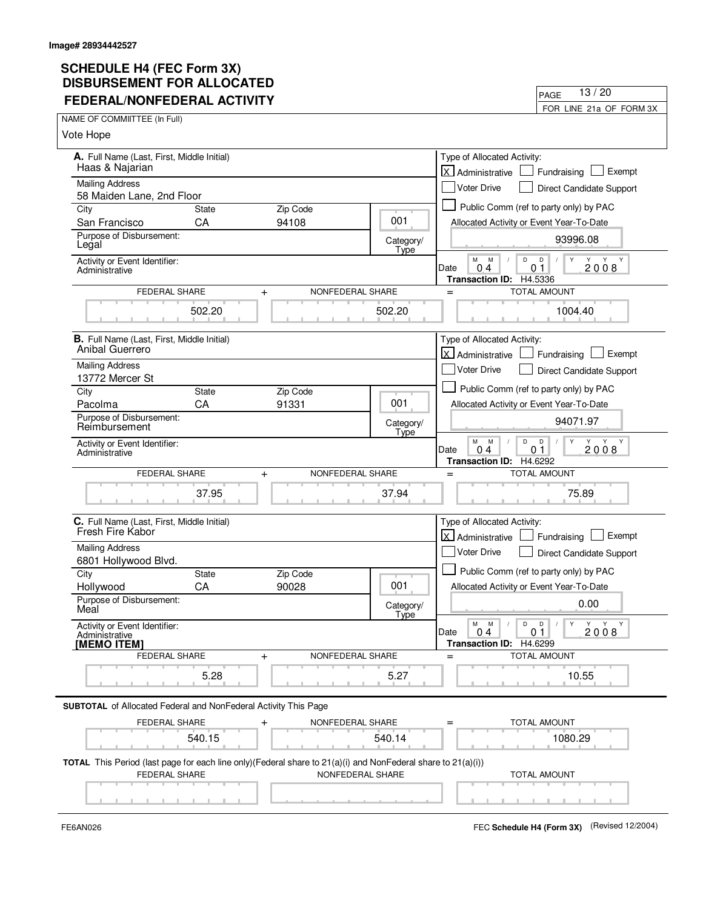Image# 28934442527

# SCHEDULE H4 (FEC Form 3X) DISBURSEMENT FOR ALLOCATED FEDERAL/NONFEDERAL ACTIVITY

FOR LINE 21a OF FORM 3X

NAME OF COMMIITTEE (In Full)

Vote Hope

---

**A.** Full Name (Last, First, Middle Initial)
Haas & Najarian

Mailing Address
58 Maiden Lane, 2nd Floor

| City | State | Zip Code |
|---|---|---|
| San Francisco | CA | 94108 |

Category/Type: 001

Purpose of Disbursement: Legal

Activity or Event Identifier: Administrative

Type of Allocated Activity: [X] Administrative [ ] Fundraising [ ] Exempt [ ] Voter Drive [ ] Direct Candidate Support [ ] Public Comm (ref to party only) by PAC

Allocated Activity or Event Year-To-Date: 93996.08

Date: 04 / 01 / 2008

Transaction ID: H4.5336

| FEDERAL SHARE | + | NONFEDERAL SHARE | = | TOTAL AMOUNT |
|---|---|---|---|---|
| 502.20 | | 502.20 | | 1004.40 |

---

**B.** Full Name (Last, First, Middle Initial)
Anibal Guerrero

Mailing Address
13772 Mercer St

| City | State | Zip Code |
|---|---|---|
| Pacolma | CA | 91331 |

Category/Type: 001

Purpose of Disbursement: Reimbursement

Activity or Event Identifier: Administrative

Type of Allocated Activity: [X] Administrative [ ] Fundraising [ ] Exempt [ ] Voter Drive [ ] Direct Candidate Support [ ] Public Comm (ref to party only) by PAC

Allocated Activity or Event Year-To-Date: 94071.97

Date: 04 / 01 / 2008

Transaction ID: H4.6292

| FEDERAL SHARE | + | NONFEDERAL SHARE | = | TOTAL AMOUNT |
|---|---|---|---|---|
| 37.95 | | 37.94 | | 75.89 |

---

**C.** Full Name (Last, First, Middle Initial)
Fresh Fire Kabor

Mailing Address
6801 Hollywood Blvd.

| City | State | Zip Code |
|---|---|---|
| Hollywood | CA | 90028 |

Category/Type: 001

Purpose of Disbursement: Meal

Activity or Event Identifier: Administrative
**[MEMO ITEM]**

Type of Allocated Activity: [X] Administrative [ ] Fundraising [ ] Exempt [ ] Voter Drive [ ] Direct Candidate Support [ ] Public Comm (ref to party only) by PAC

Allocated Activity or Event Year-To-Date: 0.00

Date: 04 / 01 / 2008

Transaction ID: H4.6299

| FEDERAL SHARE | + | NONFEDERAL SHARE | = | TOTAL AMOUNT |
|---|---|---|---|---|
| 5.28 | | 5.27 | | 10.55 |

---

**SUBTOTAL** of Allocated Federal and NonFederal Activity This Page

| FEDERAL SHARE | + | NONFEDERAL SHARE | = | TOTAL AMOUNT |
|---|---|---|---|---|
| 540.15 | | 540.14 | | 1080.29 |

**TOTAL** This Period (last page for each line only)(Federal share to 21(a)(i) and NonFederal share to 21(a)(i))

| FEDERAL SHARE | NONFEDERAL SHARE | TOTAL AMOUNT |
|---|---|---|
| | | |

FE6AN026

FEC **Schedule H4 (Form 3X)** (Revised 12/2004)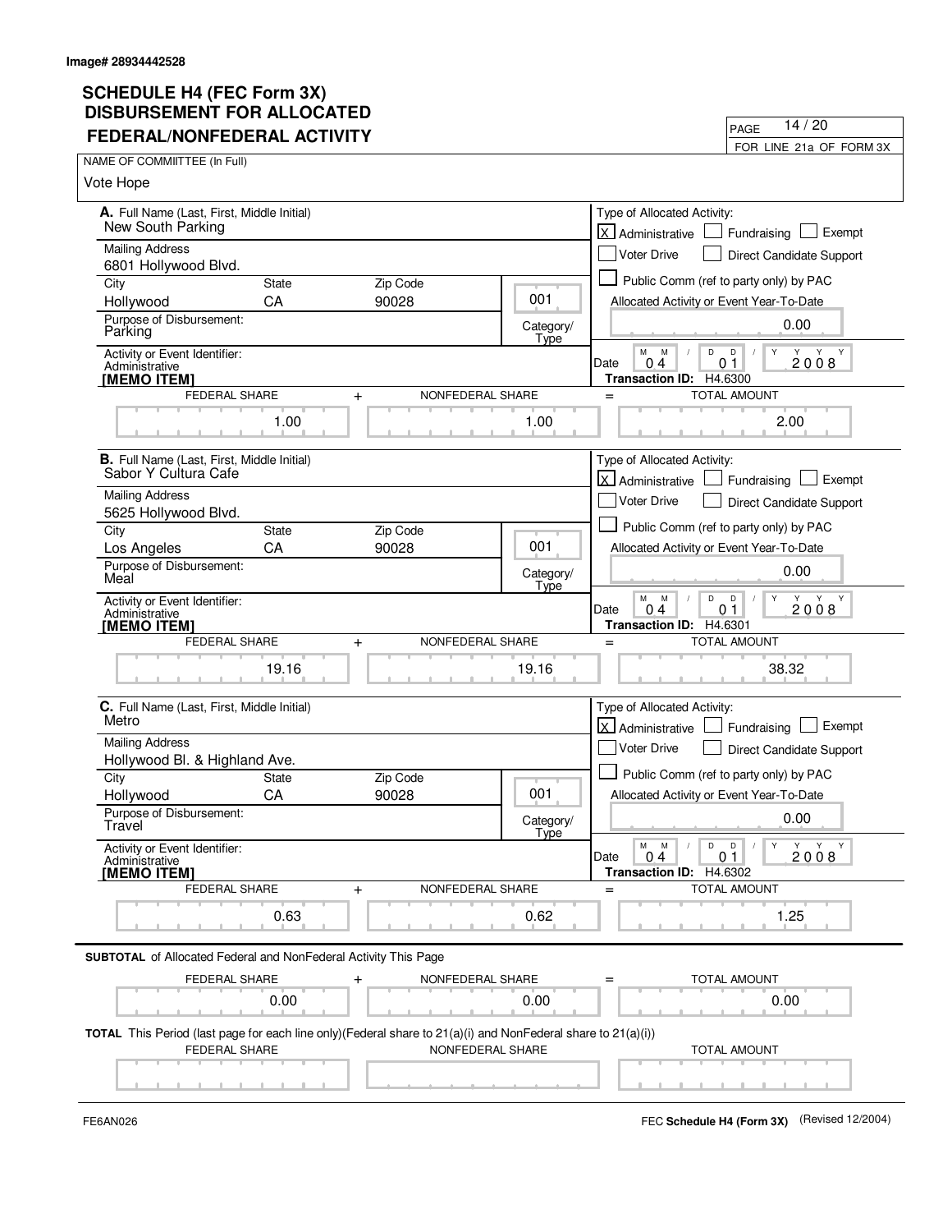Image# 28934442528

# SCHEDULE H4 (FEC Form 3X) DISBURSEMENT FOR ALLOCATED FEDERAL/NONFEDERAL ACTIVITY

FOR LINE 21a OF FORM 3X

NAME OF COMMIITTEE (In Full)

Vote Hope

## A.

Full Name (Last, First, Middle Initial): New South Parking

Mailing Address: 6801 Hollywood Blvd.

City: Hollywood | State: CA | Zip Code: 90028

Purpose of Disbursement: Parking

Category/Type: 001

Activity or Event Identifier: Administrative

**[MEMO ITEM]**

Type of Allocated Activity: [X] Administrative [ ] Fundraising [ ] Exempt [ ] Voter Drive [ ] Direct Candidate Support [ ] Public Comm (ref to party only) by PAC

Allocated Activity or Event Year-To-Date: 0.00

Date: 04 01 2008

**Transaction ID:** H4.6300

| FEDERAL SHARE | + | NONFEDERAL SHARE | = | TOTAL AMOUNT |
|---|---|---|---|---|
| 1.00 | | 1.00 | | 2.00 |

## B.

Full Name (Last, First, Middle Initial): Sabor Y Cultura Cafe

Mailing Address: 5625 Hollywood Blvd.

City: Los Angeles | State: CA | Zip Code: 90028

Purpose of Disbursement: Meal

Category/Type: 001

Activity or Event Identifier: Administrative

**[MEMO ITEM]**

Type of Allocated Activity: [X] Administrative [ ] Fundraising [ ] Exempt [ ] Voter Drive [ ] Direct Candidate Support [ ] Public Comm (ref to party only) by PAC

Allocated Activity or Event Year-To-Date: 0.00

Date: 04 01 2008

**Transaction ID:** H4.6301

| FEDERAL SHARE | + | NONFEDERAL SHARE | = | TOTAL AMOUNT |
|---|---|---|---|---|
| 19.16 | | 19.16 | | 38.32 |

## C.

Full Name (Last, First, Middle Initial): Metro

Mailing Address: Hollywood Bl. & Highland Ave.

City: Hollywood | State: CA | Zip Code: 90028

Purpose of Disbursement: Travel

Category/Type: 001

Activity or Event Identifier: Administrative

**[MEMO ITEM]**

Type of Allocated Activity: [X] Administrative [ ] Fundraising [ ] Exempt [ ] Voter Drive [ ] Direct Candidate Support [ ] Public Comm (ref to party only) by PAC

Allocated Activity or Event Year-To-Date: 0.00

Date: 04 01 2008

**Transaction ID:** H4.6302

| FEDERAL SHARE | + | NONFEDERAL SHARE | = | TOTAL AMOUNT |
|---|---|---|---|---|
| 0.63 | | 0.62 | | 1.25 |

**SUBTOTAL** of Allocated Federal and NonFederal Activity This Page

| FEDERAL SHARE | + | NONFEDERAL SHARE | = | TOTAL AMOUNT |
|---|---|---|---|---|
| 0.00 | | 0.00 | | 0.00 |

**TOTAL** This Period (last page for each line only)(Federal share to 21(a)(i) and NonFederal share to 21(a)(i))

| FEDERAL SHARE | NONFEDERAL SHARE | TOTAL AMOUNT |
|---|---|---|
| | | |

FE6AN026

FEC **Schedule H4 (Form 3X)** (Revised 12/2004)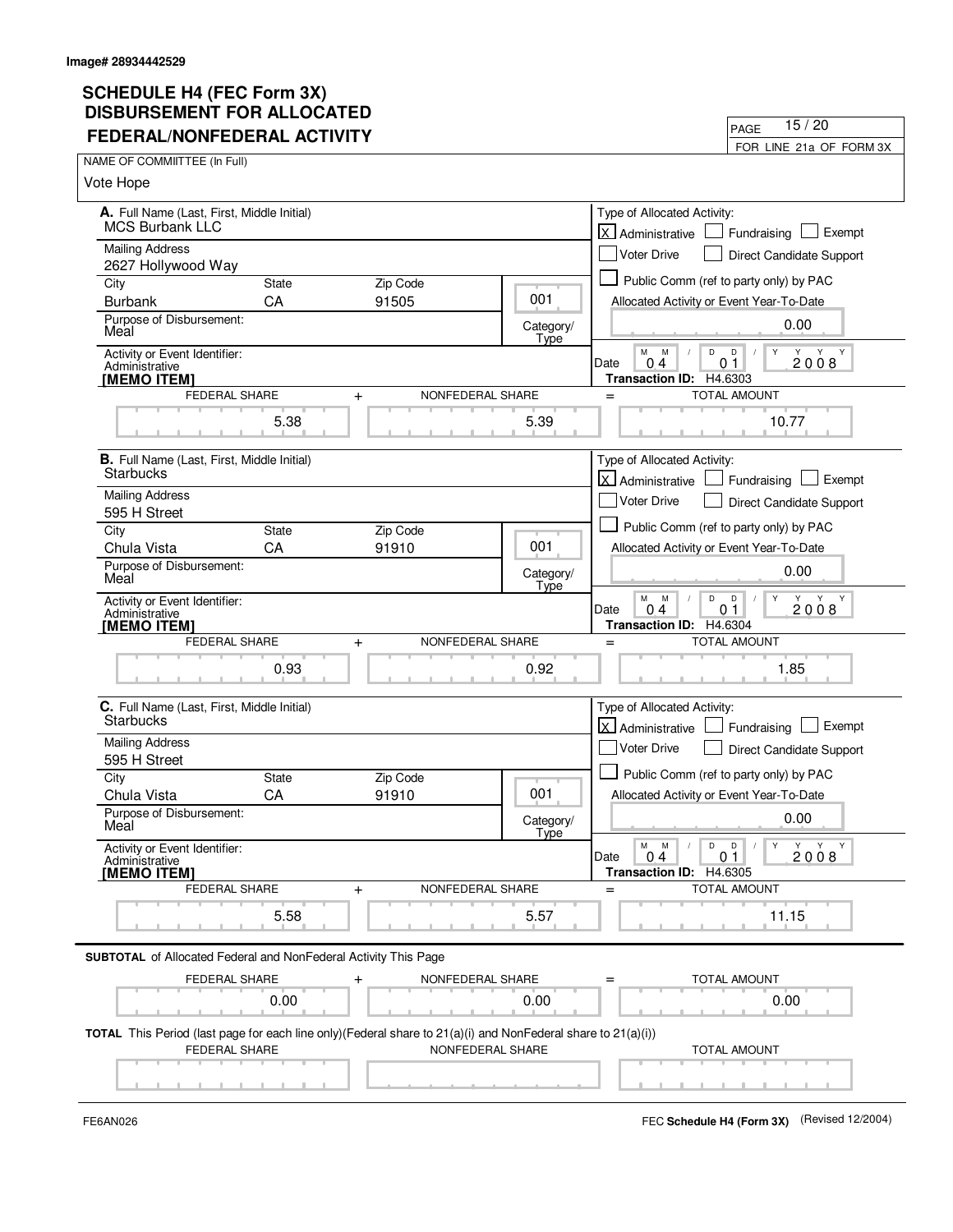**Image# 28934442529**

# SCHEDULE H4 (FEC Form 3X)
# DISBURSEMENT FOR ALLOCATED FEDERAL/NONFEDERAL ACTIVITY

PAGE 15 / 20

FOR LINE 21a OF FORM 3X

NAME OF COMMIITTEE (In Full)

Vote Hope

---

**A.** Full Name (Last, First, Middle Initial): MCS Burbank LLC

Mailing Address: 2627 Hollywood Way

| City | State | Zip Code |
|---|---|---|
| Burbank | CA | 91505 |

Category/Type: 001

Purpose of Disbursement: Meal

Activity or Event Identifier: Administrative

**[MEMO ITEM]**

Type of Allocated Activity: [X] Administrative [ ] Fundraising [ ] Exempt [ ] Voter Drive [ ] Direct Candidate Support [ ] Public Comm (ref to party only) by PAC

Allocated Activity or Event Year-To-Date: 0.00

Date: 04 / 01 / 2008

**Transaction ID:** H4.6303

| FEDERAL SHARE | + | NONFEDERAL SHARE | = | TOTAL AMOUNT |
|---|---|---|---|---|
| 5.38 | | 5.39 | | 10.77 |

---

**B.** Full Name (Last, First, Middle Initial): Starbucks

Mailing Address: 595 H Street

| City | State | Zip Code |
|---|---|---|
| Chula Vista | CA | 91910 |

Category/Type: 001

Purpose of Disbursement: Meal

Activity or Event Identifier: Administrative

**[MEMO ITEM]**

Type of Allocated Activity: [X] Administrative [ ] Fundraising [ ] Exempt [ ] Voter Drive [ ] Direct Candidate Support [ ] Public Comm (ref to party only) by PAC

Allocated Activity or Event Year-To-Date: 0.00

Date: 04 / 01 / 2008

**Transaction ID:** H4.6304

| FEDERAL SHARE | + | NONFEDERAL SHARE | = | TOTAL AMOUNT |
|---|---|---|---|---|
| 0.93 | | 0.92 | | 1.85 |

---

**C.** Full Name (Last, First, Middle Initial): Starbucks

Mailing Address: 595 H Street

| City | State | Zip Code |
|---|---|---|
| Chula Vista | CA | 91910 |

Category/Type: 001

Purpose of Disbursement: Meal

Activity or Event Identifier: Administrative

**[MEMO ITEM]**

Type of Allocated Activity: [X] Administrative [ ] Fundraising [ ] Exempt [ ] Voter Drive [ ] Direct Candidate Support [ ] Public Comm (ref to party only) by PAC

Allocated Activity or Event Year-To-Date: 0.00

Date: 04 / 01 / 2008

**Transaction ID:** H4.6305

| FEDERAL SHARE | + | NONFEDERAL SHARE | = | TOTAL AMOUNT |
|---|---|---|---|---|
| 5.58 | | 5.57 | | 11.15 |

---

**SUBTOTAL** of Allocated Federal and NonFederal Activity This Page

| FEDERAL SHARE | + | NONFEDERAL SHARE | = | TOTAL AMOUNT |
|---|---|---|---|---|
| 0.00 | | 0.00 | | 0.00 |

**TOTAL** This Period (last page for each line only)(Federal share to 21(a)(i) and NonFederal share to 21(a)(i))

| FEDERAL SHARE | NONFEDERAL SHARE | TOTAL AMOUNT |
|---|---|---|
| | | |

FE6AN026

FEC **Schedule H4 (Form 3X)** (Revised 12/2004)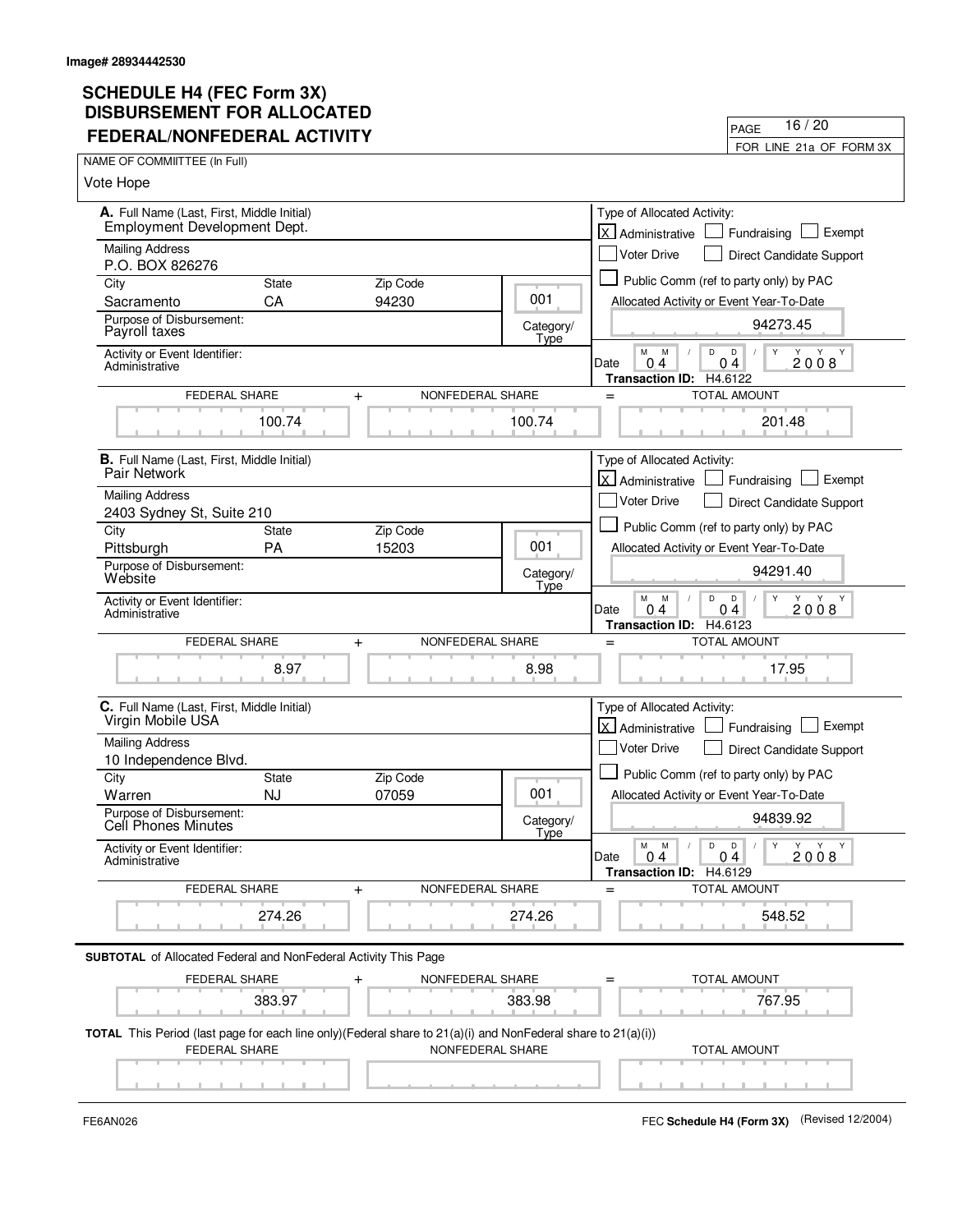Image# 28934442530

# SCHEDULE H4 (FEC Form 3X)
## DISBURSEMENT FOR ALLOCATED FEDERAL/NONFEDERAL ACTIVITY

PAGE 16 / 20

FOR LINE 21a OF FORM 3X

NAME OF COMMIITTEE (In Full)

Vote Hope

---

**A.** Full Name (Last, First, Middle Initial): Employment Development Dept.

Mailing Address: P.O. BOX 826276

City: Sacramento | State: CA | Zip Code: 94230

Category/Type: 001

Purpose of Disbursement: Payroll taxes

Activity or Event Identifier: Administrative

Type of Allocated Activity: [X] Administrative [ ] Fundraising [ ] Exempt [ ] Voter Drive [ ] Direct Candidate Support [ ] Public Comm (ref to party only) by PAC

Allocated Activity or Event Year-To-Date: 94273.45

Date: 04 04 2008

Transaction ID: H4.6122

| FEDERAL SHARE | + NONFEDERAL SHARE | = TOTAL AMOUNT |
|---|---|---|
| 100.74 | 100.74 | 201.48 |

---

**B.** Full Name (Last, First, Middle Initial): Pair Network

Mailing Address: 2403 Sydney St, Suite 210

City: Pittsburgh | State: PA | Zip Code: 15203

Category/Type: 001

Purpose of Disbursement: Website

Activity or Event Identifier: Administrative

Type of Allocated Activity: [X] Administrative [ ] Fundraising [ ] Exempt [ ] Voter Drive [ ] Direct Candidate Support [ ] Public Comm (ref to party only) by PAC

Allocated Activity or Event Year-To-Date: 94291.40

Date: 04 04 2008

Transaction ID: H4.6123

| FEDERAL SHARE | + NONFEDERAL SHARE | = TOTAL AMOUNT |
|---|---|---|
| 8.97 | 8.98 | 17.95 |

---

**C.** Full Name (Last, First, Middle Initial): Virgin Mobile USA

Mailing Address: 10 Independence Blvd.

City: Warren | State: NJ | Zip Code: 07059

Category/Type: 001

Purpose of Disbursement: Cell Phones Minutes

Activity or Event Identifier: Administrative

Type of Allocated Activity: [X] Administrative [ ] Fundraising [ ] Exempt [ ] Voter Drive [ ] Direct Candidate Support [ ] Public Comm (ref to party only) by PAC

Allocated Activity or Event Year-To-Date: 94839.92

Date: 04 04 2008

Transaction ID: H4.6129

| FEDERAL SHARE | + NONFEDERAL SHARE | = TOTAL AMOUNT |
|---|---|---|
| 274.26 | 274.26 | 548.52 |

---

**SUBTOTAL** of Allocated Federal and NonFederal Activity This Page

| FEDERAL SHARE | + NONFEDERAL SHARE | = TOTAL AMOUNT |
|---|---|---|
| 383.97 | 383.98 | 767.95 |

**TOTAL** This Period (last page for each line only)(Federal share to 21(a)(i) and NonFederal share to 21(a)(i))

| FEDERAL SHARE | NONFEDERAL SHARE | TOTAL AMOUNT |
|---|---|---|
| | | |

FE6AN026

FEC **Schedule H4 (Form 3X)** (Revised 12/2004)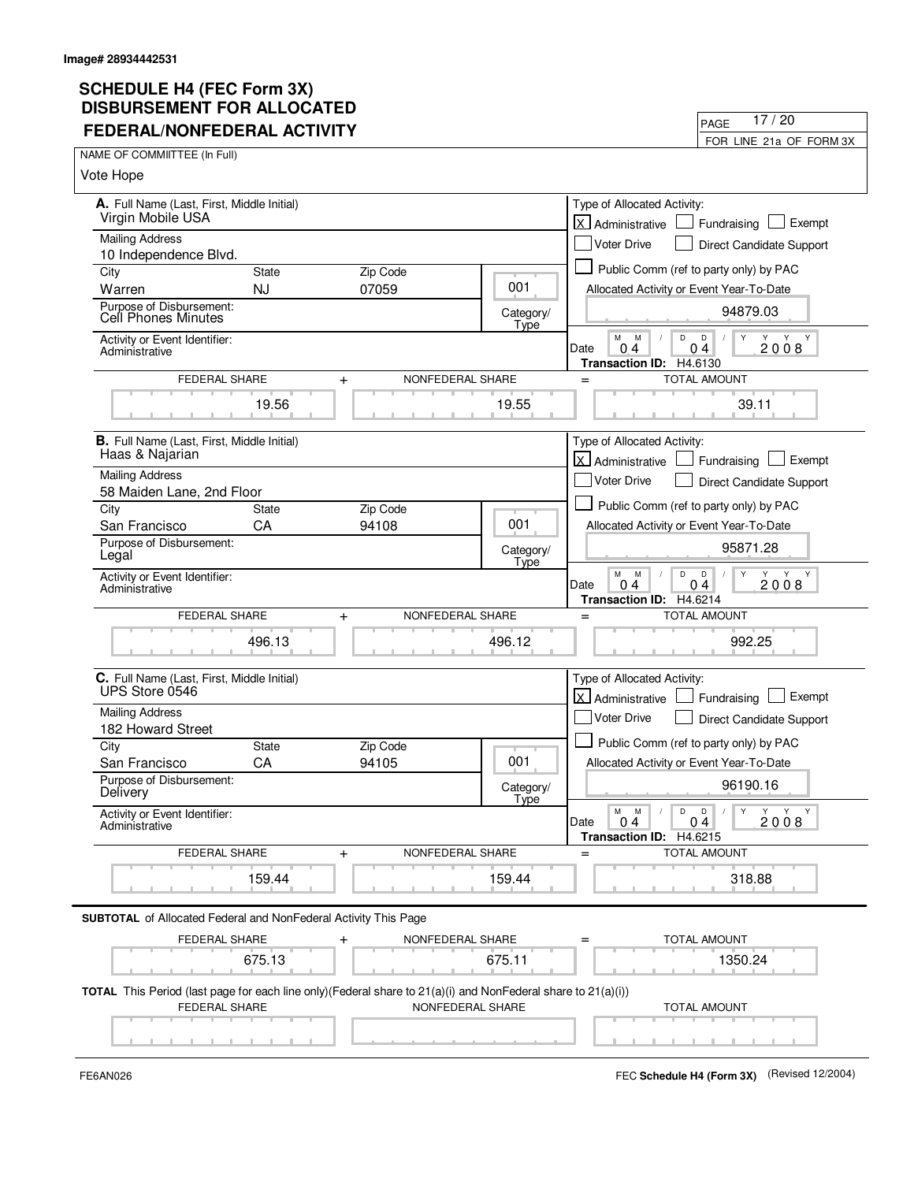Image# 28934442531

# SCHEDULE H4 (FEC Form 3X) DISBURSEMENT FOR ALLOCATED FEDERAL/NONFEDERAL ACTIVITY

PAGE 17 / 20

FOR LINE 21a OF FORM 3X

NAME OF COMMIITTEE (In Full)

Vote Hope

---

**A.** Full Name (Last, First, Middle Initial)
Virgin Mobile USA

Mailing Address
10 Independence Blvd.

| City | State | Zip Code |
|---|---|---|
| Warren | NJ | 07059 |

Purpose of Disbursement: Cell Phones Minutes

Category/Type: 001

Activity or Event Identifier: Administrative

Type of Allocated Activity: [X] Administrative [ ] Fundraising [ ] Exempt [ ] Voter Drive [ ] Direct Candidate Support [ ] Public Comm (ref to party only) by PAC

Allocated Activity or Event Year-To-Date: 94879.03

Date: 04 / 04 / 2008

Transaction ID: H4.6130

| FEDERAL SHARE | + | NONFEDERAL SHARE | = | TOTAL AMOUNT |
|---|---|---|---|---|
| 19.56 | | 19.55 | | 39.11 |

---

**B.** Full Name (Last, First, Middle Initial)
Haas & Najarian

Mailing Address
58 Maiden Lane, 2nd Floor

| City | State | Zip Code |
|---|---|---|
| San Francisco | CA | 94108 |

Purpose of Disbursement: Legal

Category/Type: 001

Activity or Event Identifier: Administrative

Type of Allocated Activity: [X] Administrative [ ] Fundraising [ ] Exempt [ ] Voter Drive [ ] Direct Candidate Support [ ] Public Comm (ref to party only) by PAC

Allocated Activity or Event Year-To-Date: 95871.28

Date: 04 / 04 / 2008

Transaction ID: H4.6214

| FEDERAL SHARE | + | NONFEDERAL SHARE | = | TOTAL AMOUNT |
|---|---|---|---|---|
| 496.13 | | 496.12 | | 992.25 |

---

**C.** Full Name (Last, First, Middle Initial)
UPS Store 0546

Mailing Address
182 Howard Street

| City | State | Zip Code |
|---|---|---|
| San Francisco | CA | 94105 |

Purpose of Disbursement: Delivery

Category/Type: 001

Activity or Event Identifier: Administrative

Type of Allocated Activity: [X] Administrative [ ] Fundraising [ ] Exempt [ ] Voter Drive [ ] Direct Candidate Support [ ] Public Comm (ref to party only) by PAC

Allocated Activity or Event Year-To-Date: 96190.16

Date: 04 / 04 / 2008

Transaction ID: H4.6215

| FEDERAL SHARE | + | NONFEDERAL SHARE | = | TOTAL AMOUNT |
|---|---|---|---|---|
| 159.44 | | 159.44 | | 318.88 |

---

**SUBTOTAL** of Allocated Federal and NonFederal Activity This Page

| FEDERAL SHARE | + | NONFEDERAL SHARE | = | TOTAL AMOUNT |
|---|---|---|---|---|
| 675.13 | | 675.11 | | 1350.24 |

**TOTAL** This Period (last page for each line only)(Federal share to 21(a)(i) and NonFederal share to 21(a)(i))

| FEDERAL SHARE | NONFEDERAL SHARE | TOTAL AMOUNT |
|---|---|---|
| | | |

FE6AN026

FEC **Schedule H4 (Form 3X)** (Revised 12/2004)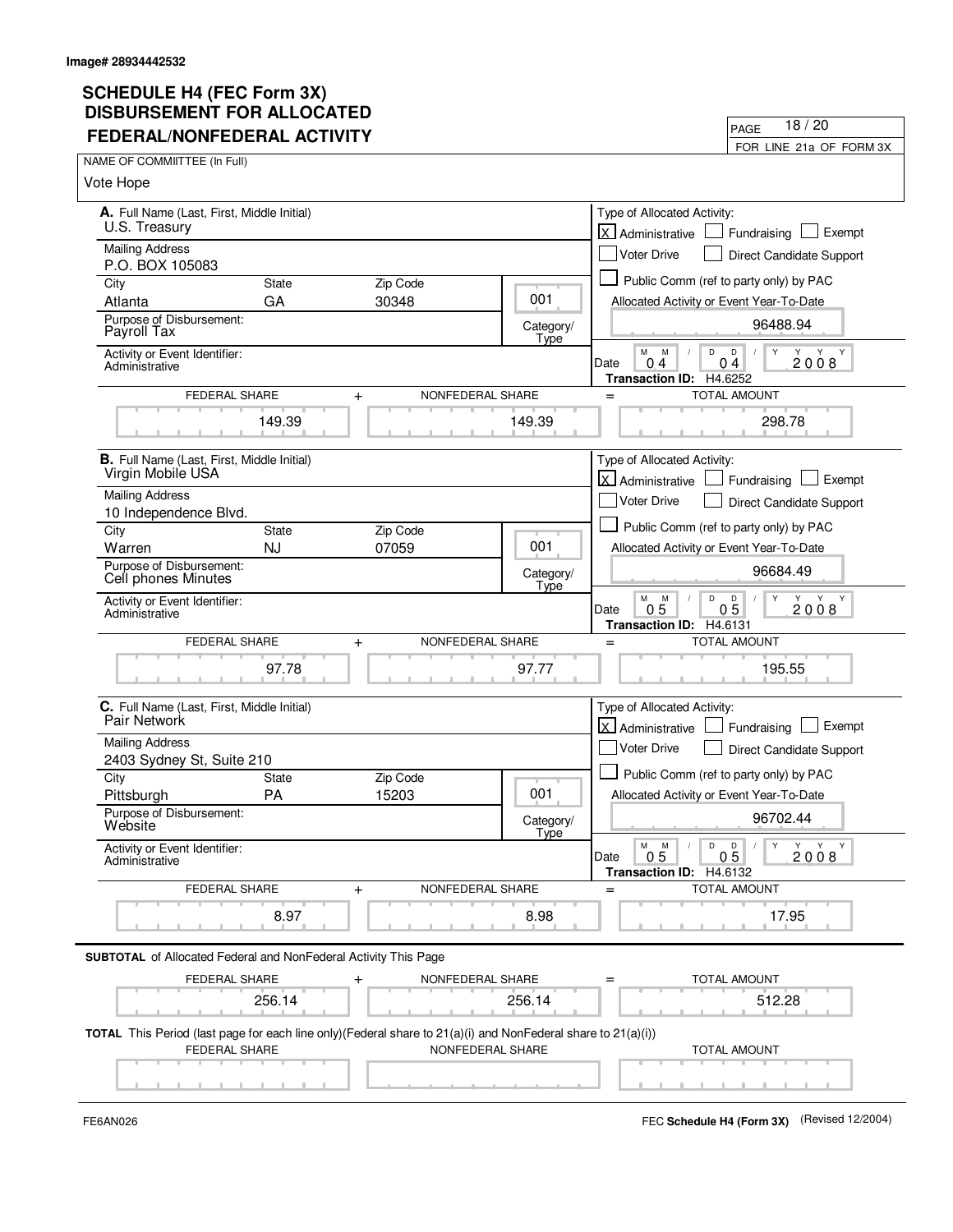Image# 28934442532

# SCHEDULE H4 (FEC Form 3X) DISBURSEMENT FOR ALLOCATED FEDERAL/NONFEDERAL ACTIVITY

PAGE 18 / 20

FOR LINE 21a OF FORM 3X

NAME OF COMMIITTEE (In Full)

Vote Hope

## A.

Full Name (Last, First, Middle Initial): U.S. Treasury

Mailing Address: P.O. BOX 105083

| City | State | Zip Code |
|---|---|---|
| Atlanta | GA | 30348 |

Category/Type: 001

Purpose of Disbursement: Payroll Tax

Activity or Event Identifier: Administrative

Type of Allocated Activity: [X] Administrative [ ] Fundraising [ ] Exempt [ ] Voter Drive [ ] Direct Candidate Support [ ] Public Comm (ref to party only) by PAC

Allocated Activity or Event Year-To-Date: 96488.94

Date: 04 / 04 / 2008

**Transaction ID:** H4.6252

| FEDERAL SHARE | + NONFEDERAL SHARE | = TOTAL AMOUNT |
|---|---|---|
| 149.39 | 149.39 | 298.78 |

## B.

Full Name (Last, First, Middle Initial): Virgin Mobile USA

Mailing Address: 10 Independence Blvd.

| City | State | Zip Code |
|---|---|---|
| Warren | NJ | 07059 |

Category/Type: 001

Purpose of Disbursement: Cell phones Minutes

Activity or Event Identifier: Administrative

Type of Allocated Activity: [X] Administrative [ ] Fundraising [ ] Exempt [ ] Voter Drive [ ] Direct Candidate Support [ ] Public Comm (ref to party only) by PAC

Allocated Activity or Event Year-To-Date: 96684.49

Date: 05 / 05 / 2008

**Transaction ID:** H4.6131

| FEDERAL SHARE | + NONFEDERAL SHARE | = TOTAL AMOUNT |
|---|---|---|
| 97.78 | 97.77 | 195.55 |

## C.

Full Name (Last, First, Middle Initial): Pair Network

Mailing Address: 2403 Sydney St, Suite 210

| City | State | Zip Code |
|---|---|---|
| Pittsburgh | PA | 15203 |

Category/Type: 001

Purpose of Disbursement: Website

Activity or Event Identifier: Administrative

Type of Allocated Activity: [X] Administrative [ ] Fundraising [ ] Exempt [ ] Voter Drive [ ] Direct Candidate Support [ ] Public Comm (ref to party only) by PAC

Allocated Activity or Event Year-To-Date: 96702.44

Date: 05 / 05 / 2008

**Transaction ID:** H4.6132

| FEDERAL SHARE | + NONFEDERAL SHARE | = TOTAL AMOUNT |
|---|---|---|
| 8.97 | 8.98 | 17.95 |

**SUBTOTAL** of Allocated Federal and NonFederal Activity This Page

| FEDERAL SHARE | + NONFEDERAL SHARE | = TOTAL AMOUNT |
|---|---|---|
| 256.14 | 256.14 | 512.28 |

**TOTAL** This Period (last page for each line only)(Federal share to 21(a)(i) and NonFederal share to 21(a)(i))

| FEDERAL SHARE | NONFEDERAL SHARE | TOTAL AMOUNT |
|---|---|---|
| | | |

FE6AN026

FEC **Schedule H4 (Form 3X)** (Revised 12/2004)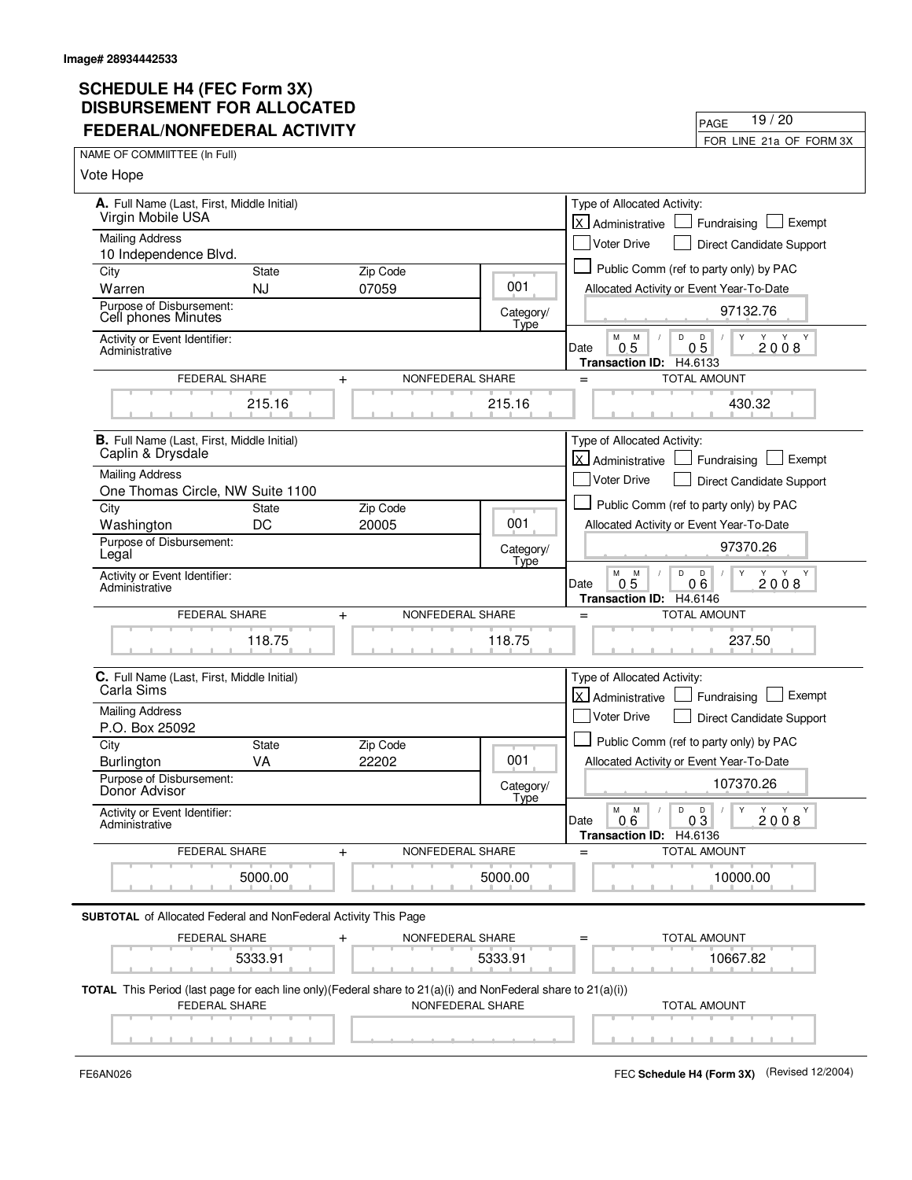Image# 28934442533

# SCHEDULE H4 (FEC Form 3X) DISBURSEMENT FOR ALLOCATED FEDERAL/NONFEDERAL ACTIVITY

PAGE 19 / 20

FOR LINE 21a OF FORM 3X

NAME OF COMMIITTEE (In Full)

Vote Hope

---

**A.** Full Name (Last, First, Middle Initial): Virgin Mobile USA

Mailing Address: 10 Independence Blvd.

City: Warren | State: NJ | Zip Code: 07059

Category/Type: 001

Purpose of Disbursement: Cell phones Minutes

Activity or Event Identifier: Administrative

Type of Allocated Activity: [X] Administrative [ ] Fundraising [ ] Exempt [ ] Voter Drive [ ] Direct Candidate Support [ ] Public Comm (ref to party only) by PAC

Allocated Activity or Event Year-To-Date: 97132.76

Date: 05/05/2008

Transaction ID: H4.6133

| FEDERAL SHARE | + NONFEDERAL SHARE | = TOTAL AMOUNT |
|---|---|---|
| 215.16 | 215.16 | 430.32 |

---

**B.** Full Name (Last, First, Middle Initial): Caplin & Drysdale

Mailing Address: One Thomas Circle, NW Suite 1100

City: Washington | State: DC | Zip Code: 20005

Category/Type: 001

Purpose of Disbursement: Legal

Activity or Event Identifier: Administrative

Type of Allocated Activity: [X] Administrative [ ] Fundraising [ ] Exempt [ ] Voter Drive [ ] Direct Candidate Support [ ] Public Comm (ref to party only) by PAC

Allocated Activity or Event Year-To-Date: 97370.26

Date: 05/06/2008

Transaction ID: H4.6146

| FEDERAL SHARE | + NONFEDERAL SHARE | = TOTAL AMOUNT |
|---|---|---|
| 118.75 | 118.75 | 237.50 |

---

**C.** Full Name (Last, First, Middle Initial): Carla Sims

Mailing Address: P.O. Box 25092

City: Burlington | State: VA | Zip Code: 22202

Category/Type: 001

Purpose of Disbursement: Donor Advisor

Activity or Event Identifier: Administrative

Type of Allocated Activity: [X] Administrative [ ] Fundraising [ ] Exempt [ ] Voter Drive [ ] Direct Candidate Support [ ] Public Comm (ref to party only) by PAC

Allocated Activity or Event Year-To-Date: 107370.26

Date: 06/03/2008

Transaction ID: H4.6136

| FEDERAL SHARE | + NONFEDERAL SHARE | = TOTAL AMOUNT |
|---|---|---|
| 5000.00 | 5000.00 | 10000.00 |

---

**SUBTOTAL** of Allocated Federal and NonFederal Activity This Page

| FEDERAL SHARE | + NONFEDERAL SHARE | = TOTAL AMOUNT |
|---|---|---|
| 5333.91 | 5333.91 | 10667.82 |

**TOTAL** This Period (last page for each line only)(Federal share to 21(a)(i) and NonFederal share to 21(a)(i))

| FEDERAL SHARE | NONFEDERAL SHARE | TOTAL AMOUNT |
|---|---|---|
| | | |

FE6AN026 FEC **Schedule H4 (Form 3X)** (Revised 12/2004)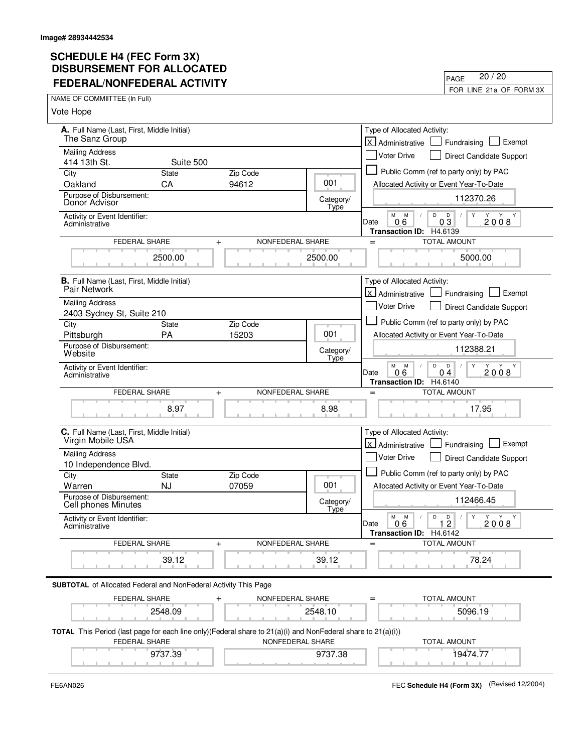Image# 28934442534

# SCHEDULE H4 (FEC Form 3X) DISBURSEMENT FOR ALLOCATED FEDERAL/NONFEDERAL ACTIVITY

PAGE 20 / 20

FOR LINE 21a OF FORM 3X

NAME OF COMMIITTEE (In Full)

Vote Hope

---

**A.** Full Name (Last, First, Middle Initial)
The Sanz Group

Mailing Address
414 13th St. Suite 500

| City | State | Zip Code |
|---|---|---|
| Oakland | CA | 94612 |

Category/Type: 001

Purpose of Disbursement: Donor Advisor

Activity or Event Identifier: Administrative

Type of Allocated Activity: [X] Administrative [ ] Fundraising [ ] Exempt [ ] Voter Drive [ ] Direct Candidate Support [ ] Public Comm (ref to party only) by PAC

Allocated Activity or Event Year-To-Date: 112370.26

Date: 06/03/2008

Transaction ID: H4.6139

| FEDERAL SHARE | + NONFEDERAL SHARE | = TOTAL AMOUNT |
|---|---|---|
| 2500.00 | 2500.00 | 5000.00 |

---

**B.** Full Name (Last, First, Middle Initial)
Pair Network

Mailing Address
2403 Sydney St, Suite 210

| City | State | Zip Code |
|---|---|---|
| Pittsburgh | PA | 15203 |

Category/Type: 001

Purpose of Disbursement: Website

Activity or Event Identifier: Administrative

Type of Allocated Activity: [X] Administrative [ ] Fundraising [ ] Exempt [ ] Voter Drive [ ] Direct Candidate Support [ ] Public Comm (ref to party only) by PAC

Allocated Activity or Event Year-To-Date: 112388.21

Date: 06/04/2008

Transaction ID: H4.6140

| FEDERAL SHARE | + NONFEDERAL SHARE | = TOTAL AMOUNT |
|---|---|---|
| 8.97 | 8.98 | 17.95 |

---

**C.** Full Name (Last, First, Middle Initial)
Virgin Mobile USA

Mailing Address
10 Independence Blvd.

| City | State | Zip Code |
|---|---|---|
| Warren | NJ | 07059 |

Category/Type: 001

Purpose of Disbursement: Cell phones Minutes

Activity or Event Identifier: Administrative

Type of Allocated Activity: [X] Administrative [ ] Fundraising [ ] Exempt [ ] Voter Drive [ ] Direct Candidate Support [ ] Public Comm (ref to party only) by PAC

Allocated Activity or Event Year-To-Date: 112466.45

Date: 06/12/2008

Transaction ID: H4.6142

| FEDERAL SHARE | + NONFEDERAL SHARE | = TOTAL AMOUNT |
|---|---|---|
| 39.12 | 39.12 | 78.24 |

---

**SUBTOTAL** of Allocated Federal and NonFederal Activity This Page

| FEDERAL SHARE | + NONFEDERAL SHARE | = TOTAL AMOUNT |
|---|---|---|
| 2548.09 | 2548.10 | 5096.19 |

**TOTAL** This Period (last page for each line only)(Federal share to 21(a)(i) and NonFederal share to 21(a)(i))

| FEDERAL SHARE | NONFEDERAL SHARE | TOTAL AMOUNT |
|---|---|---|
| 9737.39 | 9737.38 | 19474.77 |

FE6AN026

FEC **Schedule H4 (Form 3X)** (Revised 12/2004)